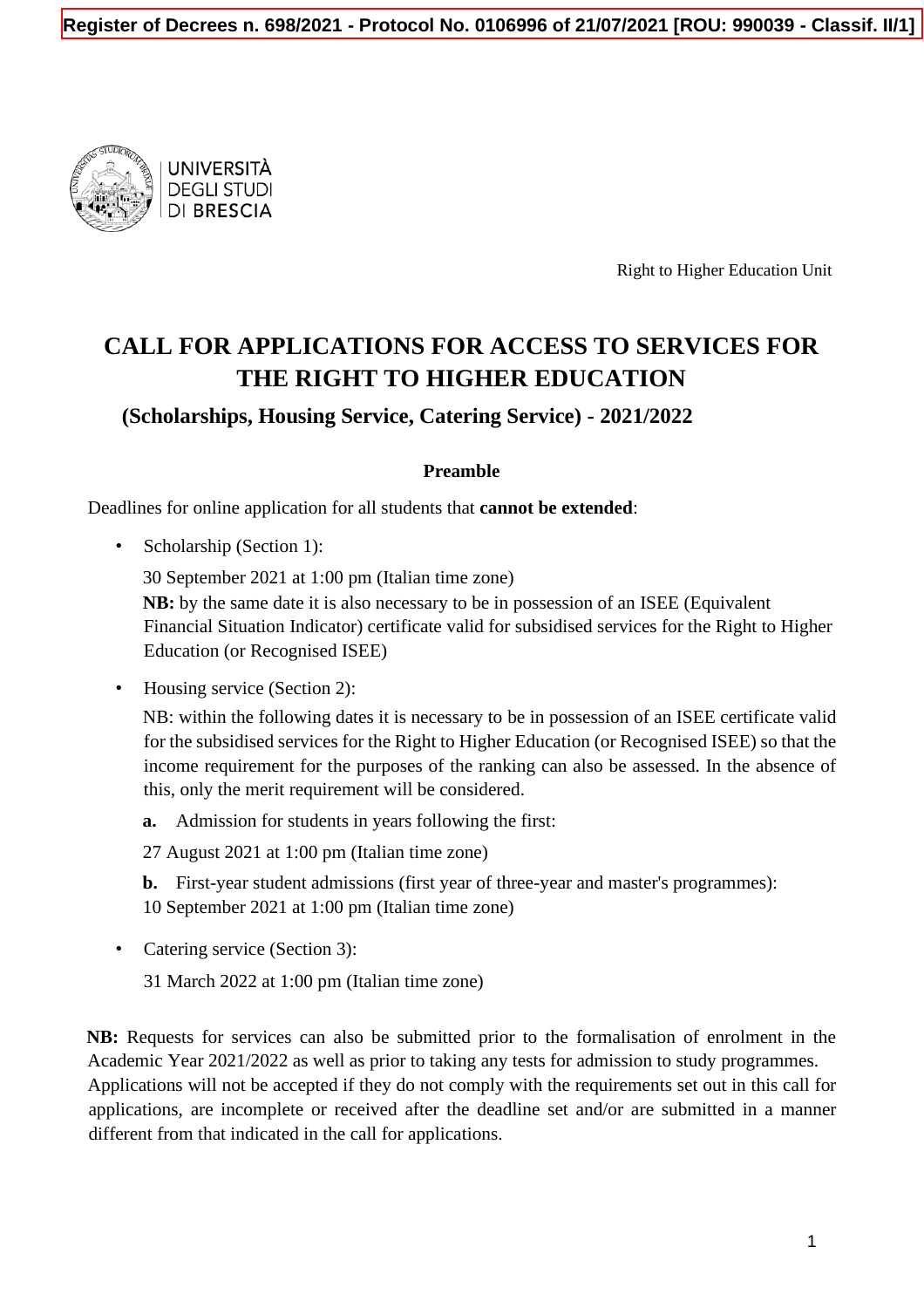Register of Decrees n. 698/2021 - Protocol No. 0106996 of 21/07/2021 [ROU: 990039 - Classif. II/1]

UNIVERSITÀ DEGLI STUDI DI BRESCIA

Right to Higher Education Unit

# CALL FOR APPLICATIONS FOR ACCESS TO SERVICES FOR THE RIGHT TO HIGHER EDUCATION

## (Scholarships, Housing Service, Catering Service) - 2021/2022

### Preamble

Deadlines for online application for all students that **cannot be extended**:

- Scholarship (Section 1):

  30 September 2021 at 1:00 pm (Italian time zone)
  **NB:** by the same date it is also necessary to be in possession of an ISEE (Equivalent Financial Situation Indicator) certificate valid for subsidised services for the Right to Higher Education (or Recognised ISEE)

- Housing service (Section 2):

  NB: within the following dates it is necessary to be in possession of an ISEE certificate valid for the subsidised services for the Right to Higher Education (or Recognised ISEE) so that the income requirement for the purposes of the ranking can also be assessed. In the absence of this, only the merit requirement will be considered.

  **a.** Admission for students in years following the first:

  27 August 2021 at 1:00 pm (Italian time zone)

  **b.** First-year student admissions (first year of three-year and master's programmes):
  10 September 2021 at 1:00 pm (Italian time zone)

- Catering service (Section 3):

  31 March 2022 at 1:00 pm (Italian time zone)

**NB:** Requests for services can also be submitted prior to the formalisation of enrolment in the Academic Year 2021/2022 as well as prior to taking any tests for admission to study programmes.
Applications will not be accepted if they do not comply with the requirements set out in this call for applications, are incomplete or received after the deadline set and/or are submitted in a manner different from that indicated in the call for applications.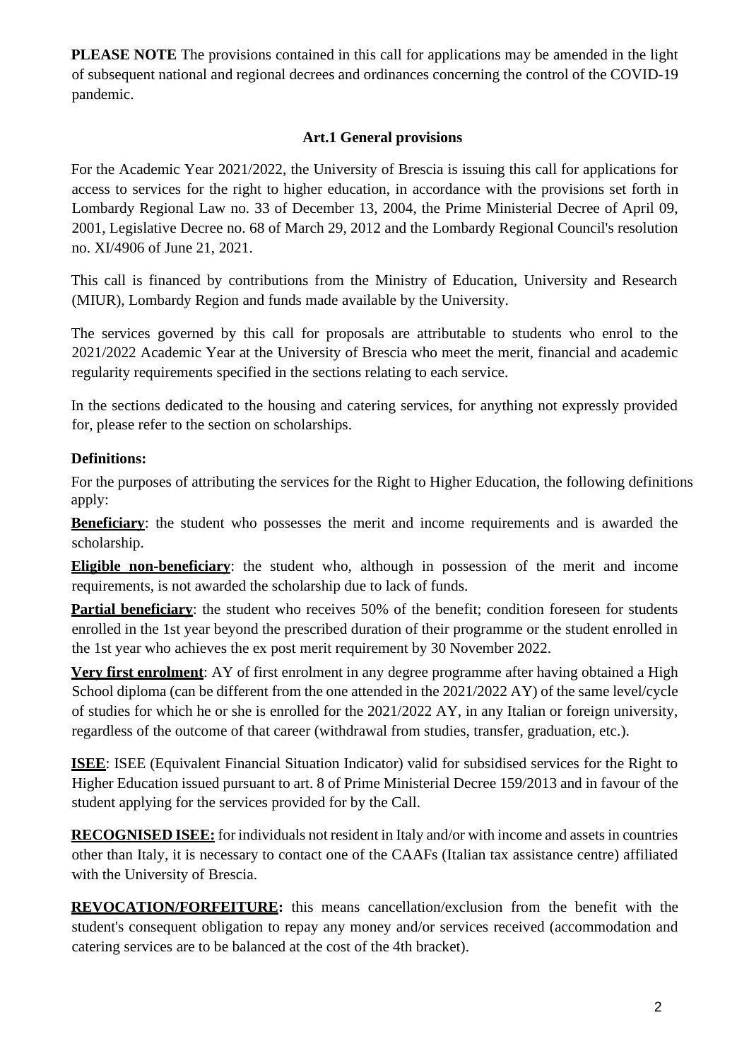**PLEASE NOTE** The provisions contained in this call for applications may be amended in the light of subsequent national and regional decrees and ordinances concerning the control of the COVID-19 pandemic.

## Art.1 General provisions

For the Academic Year 2021/2022, the University of Brescia is issuing this call for applications for access to services for the right to higher education, in accordance with the provisions set forth in Lombardy Regional Law no. 33 of December 13, 2004, the Prime Ministerial Decree of April 09, 2001, Legislative Decree no. 68 of March 29, 2012 and the Lombardy Regional Council's resolution no. XI/4906 of June 21, 2021.

This call is financed by contributions from the Ministry of Education, University and Research (MIUR), Lombardy Region and funds made available by the University.

The services governed by this call for proposals are attributable to students who enrol to the 2021/2022 Academic Year at the University of Brescia who meet the merit, financial and academic regularity requirements specified in the sections relating to each service.

In the sections dedicated to the housing and catering services, for anything not expressly provided for, please refer to the section on scholarships.

**Definitions:**

For the purposes of attributing the services for the Right to Higher Education, the following definitions apply:

**Beneficiary**: the student who possesses the merit and income requirements and is awarded the scholarship.

**Eligible non-beneficiary**: the student who, although in possession of the merit and income requirements, is not awarded the scholarship due to lack of funds.

**Partial beneficiary**: the student who receives 50% of the benefit; condition foreseen for students enrolled in the 1st year beyond the prescribed duration of their programme or the student enrolled in the 1st year who achieves the ex post merit requirement by 30 November 2022.

**Very first enrolment**: AY of first enrolment in any degree programme after having obtained a High School diploma (can be different from the one attended in the 2021/2022 AY) of the same level/cycle of studies for which he or she is enrolled for the 2021/2022 AY, in any Italian or foreign university, regardless of the outcome of that career (withdrawal from studies, transfer, graduation, etc.).

**ISEE**: ISEE (Equivalent Financial Situation Indicator) valid for subsidised services for the Right to Higher Education issued pursuant to art. 8 of Prime Ministerial Decree 159/2013 and in favour of the student applying for the services provided for by the Call.

**RECOGNISED ISEE:** for individuals not resident in Italy and/or with income and assets in countries other than Italy, it is necessary to contact one of the CAAFs (Italian tax assistance centre) affiliated with the University of Brescia.

**REVOCATION/FORFEITURE:** this means cancellation/exclusion from the benefit with the student's consequent obligation to repay any money and/or services received (accommodation and catering services are to be balanced at the cost of the 4th bracket).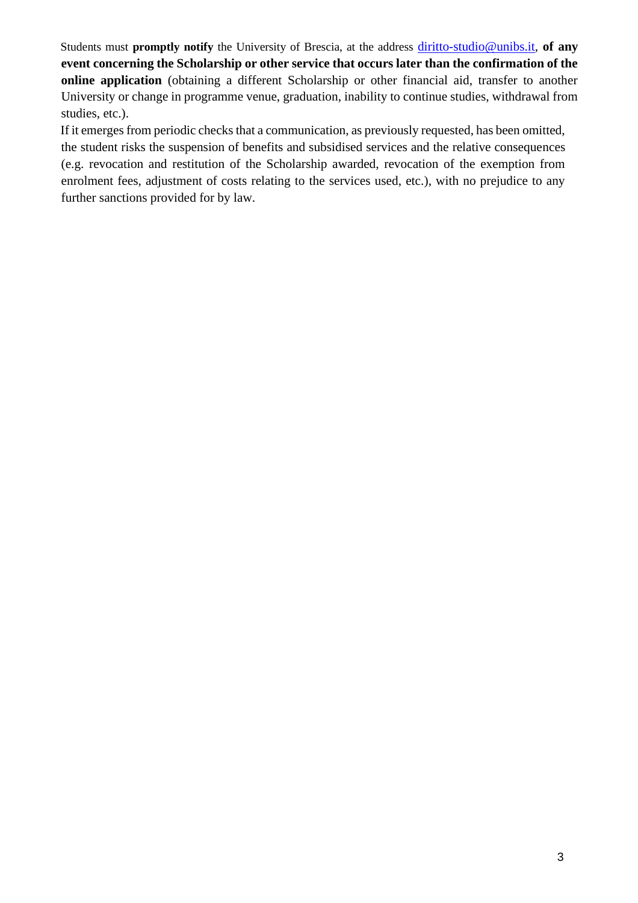Students must **promptly notify** the University of Brescia, at the address diritto-studio@unibs.it, **of any event concerning the Scholarship or other service that occurs later than the confirmation of the online application** (obtaining a different Scholarship or other financial aid, transfer to another University or change in programme venue, graduation, inability to continue studies, withdrawal from studies, etc.).

If it emerges from periodic checks that a communication, as previously requested, has been omitted, the student risks the suspension of benefits and subsidised services and the relative consequences (e.g. revocation and restitution of the Scholarship awarded, revocation of the exemption from enrolment fees, adjustment of costs relating to the services used, etc.), with no prejudice to any further sanctions provided for by law.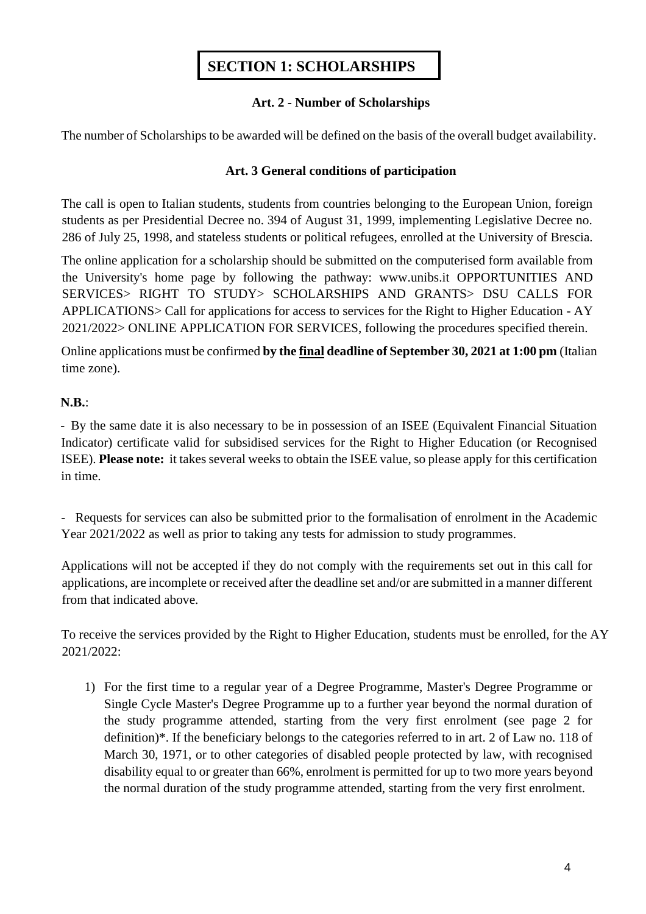# SECTION 1: SCHOLARSHIPS

### Art. 2 - Number of Scholarships

The number of Scholarships to be awarded will be defined on the basis of the overall budget availability.

### Art. 3 General conditions of participation

The call is open to Italian students, students from countries belonging to the European Union, foreign students as per Presidential Decree no. 394 of August 31, 1999, implementing Legislative Decree no. 286 of July 25, 1998, and stateless students or political refugees, enrolled at the University of Brescia.

The online application for a scholarship should be submitted on the computerised form available from the University's home page by following the pathway: www.unibs.it OPPORTUNITIES AND SERVICES> RIGHT TO STUDY> SCHOLARSHIPS AND GRANTS> DSU CALLS FOR APPLICATIONS> Call for applications for access to services for the Right to Higher Education - AY 2021/2022> ONLINE APPLICATION FOR SERVICES, following the procedures specified therein.

Online applications must be confirmed **by the final deadline of September 30, 2021 at 1:00 pm** (Italian time zone).

**N.B.**:

- By the same date it is also necessary to be in possession of an ISEE (Equivalent Financial Situation Indicator) certificate valid for subsidised services for the Right to Higher Education (or Recognised ISEE). **Please note:** it takes several weeks to obtain the ISEE value, so please apply for this certification in time.

- Requests for services can also be submitted prior to the formalisation of enrolment in the Academic Year 2021/2022 as well as prior to taking any tests for admission to study programmes.

Applications will not be accepted if they do not comply with the requirements set out in this call for applications, are incomplete or received after the deadline set and/or are submitted in a manner different from that indicated above.

To receive the services provided by the Right to Higher Education, students must be enrolled, for the AY 2021/2022:

1) For the first time to a regular year of a Degree Programme, Master's Degree Programme or Single Cycle Master's Degree Programme up to a further year beyond the normal duration of the study programme attended, starting from the very first enrolment (see page 2 for definition)*. If the beneficiary belongs to the categories referred to in art. 2 of Law no. 118 of March 30, 1971, or to other categories of disabled people protected by law, with recognised disability equal to or greater than 66%, enrolment is permitted for up to two more years beyond the normal duration of the study programme attended, starting from the very first enrolment.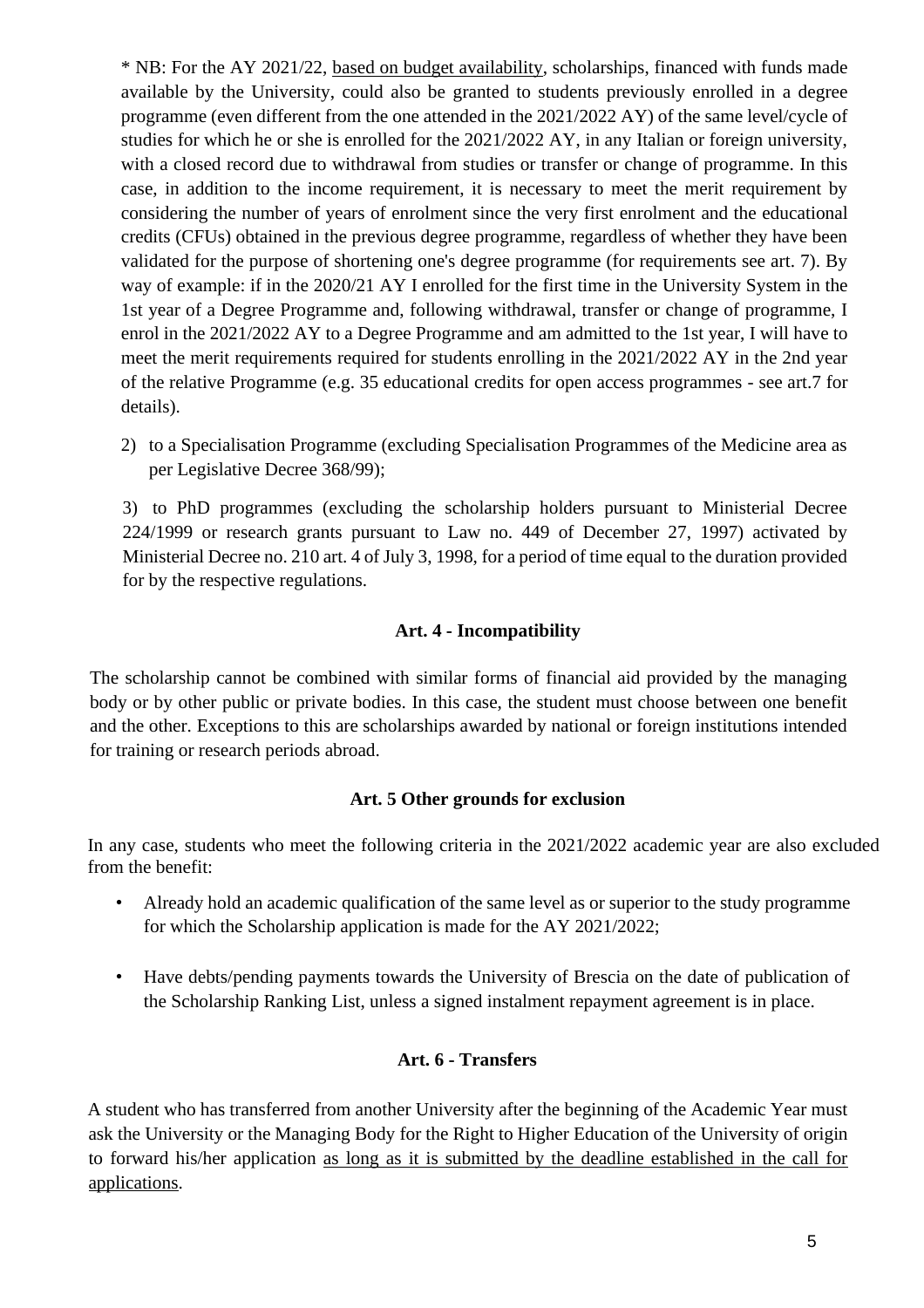\* NB: For the AY 2021/22, <u>based on budget availability</u>, scholarships, financed with funds made available by the University, could also be granted to students previously enrolled in a degree programme (even different from the one attended in the 2021/2022 AY) of the same level/cycle of studies for which he or she is enrolled for the 2021/2022 AY, in any Italian or foreign university, with a closed record due to withdrawal from studies or transfer or change of programme. In this case, in addition to the income requirement, it is necessary to meet the merit requirement by considering the number of years of enrolment since the very first enrolment and the educational credits (CFUs) obtained in the previous degree programme, regardless of whether they have been validated for the purpose of shortening one's degree programme (for requirements see art. 7). By way of example: if in the 2020/21 AY I enrolled for the first time in the University System in the 1st year of a Degree Programme and, following withdrawal, transfer or change of programme, I enrol in the 2021/2022 AY to a Degree Programme and am admitted to the 1st year, I will have to meet the merit requirements required for students enrolling in the 2021/2022 AY in the 2nd year of the relative Programme (e.g. 35 educational credits for open access programmes - see art.7 for details).

2) to a Specialisation Programme (excluding Specialisation Programmes of the Medicine area as per Legislative Decree 368/99);

3) to PhD programmes (excluding the scholarship holders pursuant to Ministerial Decree 224/1999 or research grants pursuant to Law no. 449 of December 27, 1997) activated by Ministerial Decree no. 210 art. 4 of July 3, 1998, for a period of time equal to the duration provided for by the respective regulations.

## Art. 4 - Incompatibility

The scholarship cannot be combined with similar forms of financial aid provided by the managing body or by other public or private bodies. In this case, the student must choose between one benefit and the other. Exceptions to this are scholarships awarded by national or foreign institutions intended for training or research periods abroad.

## Art. 5 Other grounds for exclusion

In any case, students who meet the following criteria in the 2021/2022 academic year are also excluded from the benefit:

- Already hold an academic qualification of the same level as or superior to the study programme for which the Scholarship application is made for the AY 2021/2022;
- Have debts/pending payments towards the University of Brescia on the date of publication of the Scholarship Ranking List, unless a signed instalment repayment agreement is in place.

## Art. 6 - Transfers

A student who has transferred from another University after the beginning of the Academic Year must ask the University or the Managing Body for the Right to Higher Education of the University of origin to forward his/her application <u>as long as it is submitted by the deadline established in the call for applications</u>.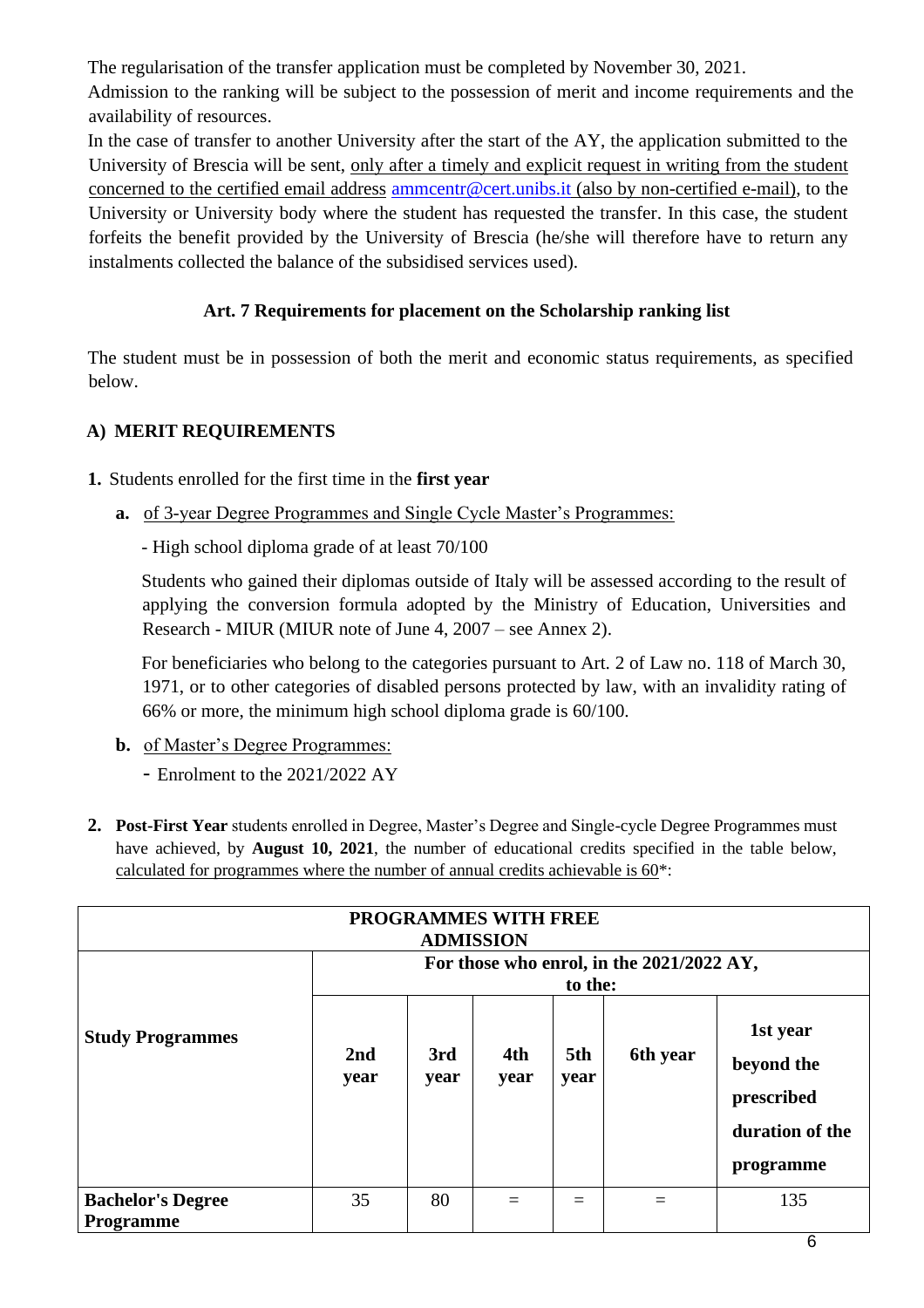The regularisation of the transfer application must be completed by November 30, 2021.
Admission to the ranking will be subject to the possession of merit and income requirements and the availability of resources.
In the case of transfer to another University after the start of the AY, the application submitted to the University of Brescia will be sent, only after a timely and explicit request in writing from the student concerned to the certified email address ammcentr@cert.unibs.it (also by non-certified e-mail), to the University or University body where the student has requested the transfer. In this case, the student forfeits the benefit provided by the University of Brescia (he/she will therefore have to return any instalments collected the balance of the subsidised services used).

## Art. 7 Requirements for placement on the Scholarship ranking list

The student must be in possession of both the merit and economic status requirements, as specified below.

### A) MERIT REQUIREMENTS

1. Students enrolled for the first time in the **first year**

   a. of 3-year Degree Programmes and Single Cycle Master's Programmes:

   - High school diploma grade of at least 70/100

   Students who gained their diplomas outside of Italy will be assessed according to the result of applying the conversion formula adopted by the Ministry of Education, Universities and Research - MIUR (MIUR note of June 4, 2007 – see Annex 2).

   For beneficiaries who belong to the categories pursuant to Art. 2 of Law no. 118 of March 30, 1971, or to other categories of disabled persons protected by law, with an invalidity rating of 66% or more, the minimum high school diploma grade is 60/100.

   b. of Master's Degree Programmes:

   - Enrolment to the 2021/2022 AY

2. **Post-First Year** students enrolled in Degree, Master's Degree and Single-cycle Degree Programmes must have achieved, by **August 10, 2021**, the number of educational credits specified in the table below, calculated for programmes where the number of annual credits achievable is 60*:

| PROGRAMMES WITH FREE ADMISSION | | | | | | |
|---|---|---|---|---|---|---|
| **Study Programmes** | **For those who enrol, in the 2021/2022 AY, to the:** | | | | | |
| | **2nd year** | **3rd year** | **4th year** | **5th year** | **6th year** | **1st year beyond the prescribed duration of the programme** |
| **Bachelor's Degree Programme** | 35 | 80 | = | = | = | 135 |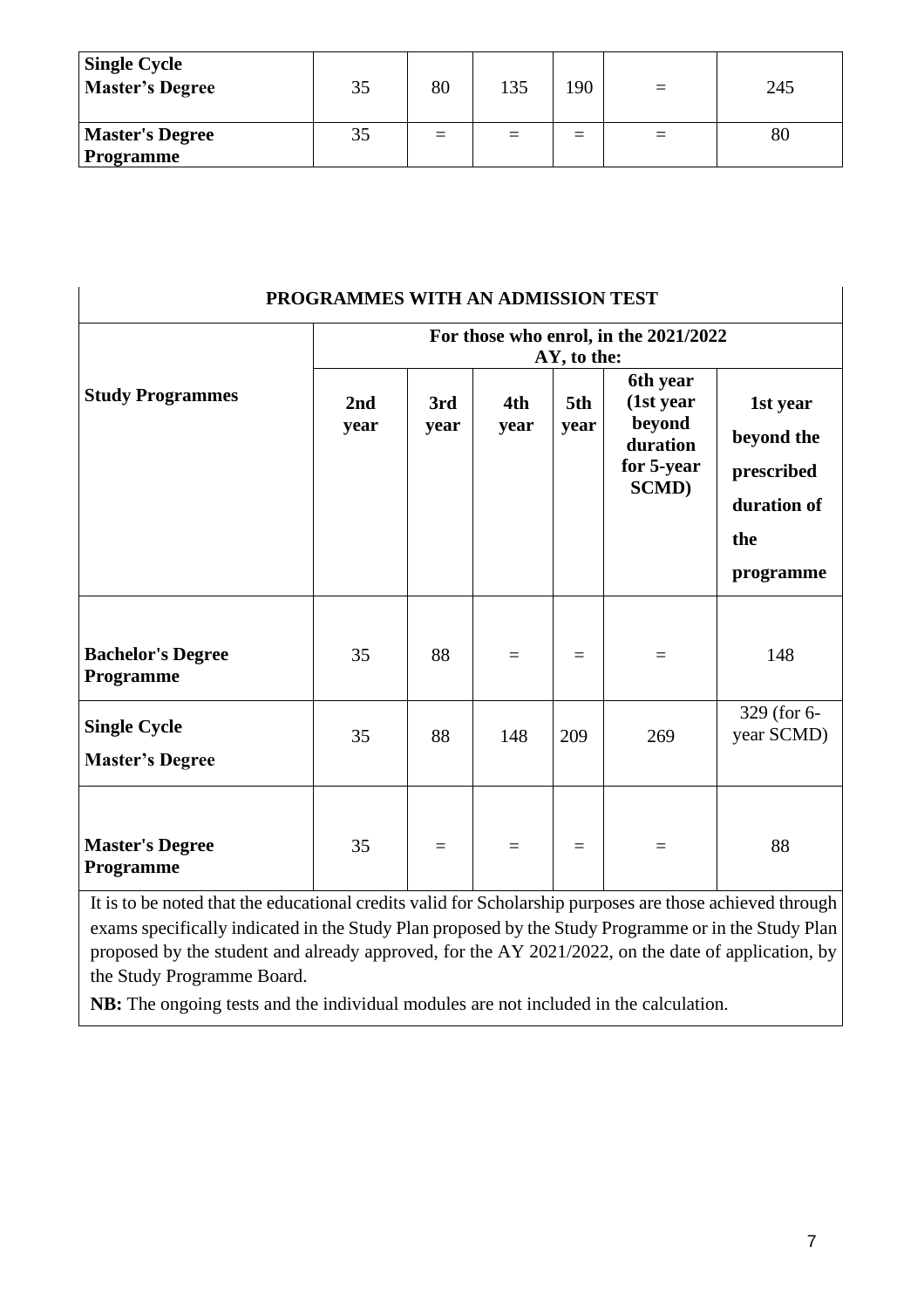| | | | | | | |
|---|---|---|---|---|---|---|
| **Single Cycle Master's Degree** | 35 | 80 | 135 | 190 | = | 245 |
| **Master's Degree Programme** | 35 | = | = | = | = | 80 |

| **PROGRAMMES WITH AN ADMISSION TEST** | | | | | | |
|---|---|---|---|---|---|---|
| **Study Programmes** | **For those who enrol, in the 2021/2022 AY, to the:** | | | | | |
| | **2nd year** | **3rd year** | **4th year** | **5th year** | **6th year (1st year beyond duration for 5-year SCMD)** | **1st year beyond the prescribed duration of the programme** |
| **Bachelor's Degree Programme** | 35 | 88 | = | = | = | 148 |
| **Single Cycle Master's Degree** | 35 | 88 | 148 | 209 | 269 | 329 (for 6-year SCMD) |
| **Master's Degree Programme** | 35 | = | = | = | = | 88 |

It is to be noted that the educational credits valid for Scholarship purposes are those achieved through exams specifically indicated in the Study Plan proposed by the Study Programme or in the Study Plan proposed by the student and already approved, for the AY 2021/2022, on the date of application, by the Study Programme Board.

**NB:** The ongoing tests and the individual modules are not included in the calculation.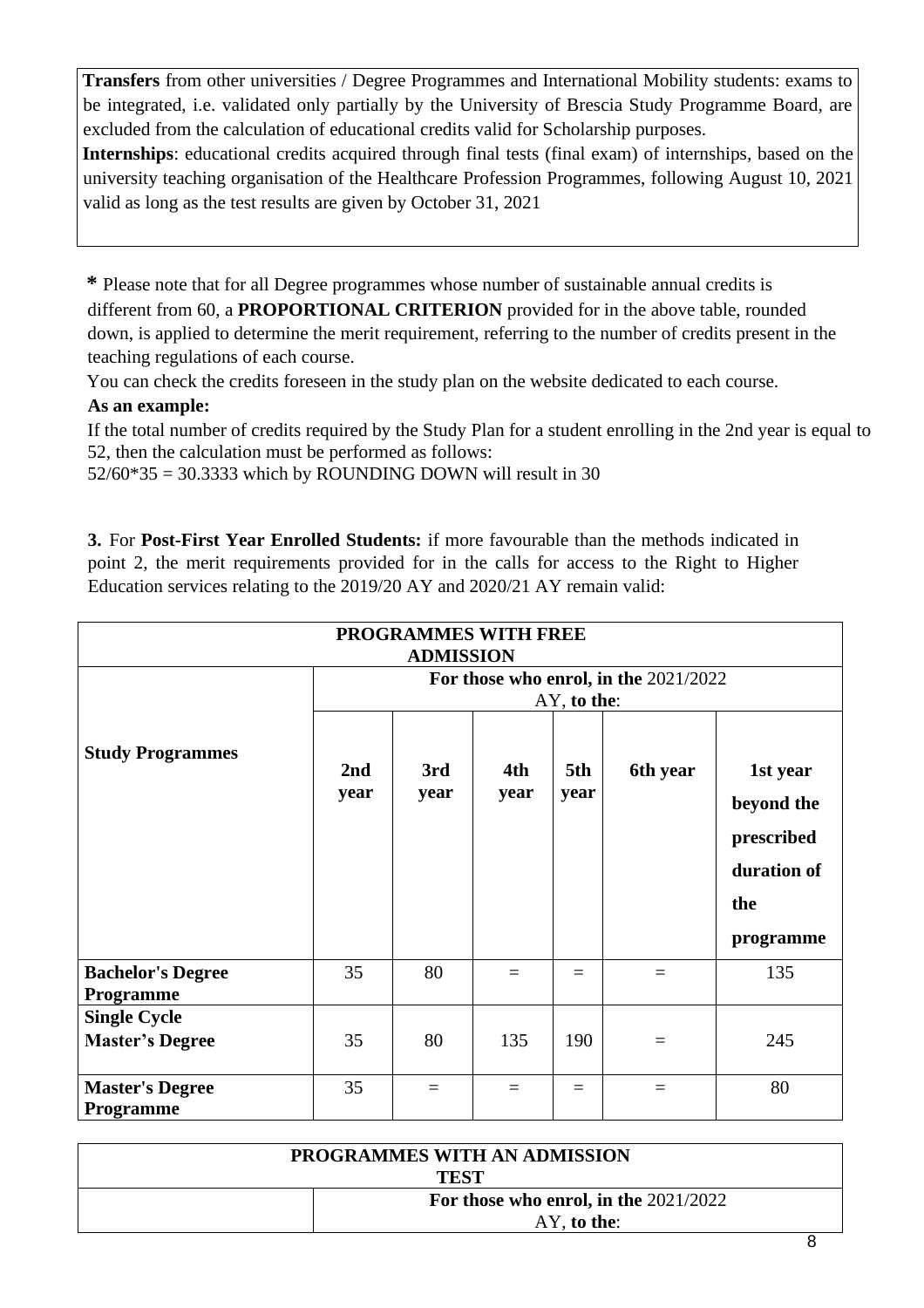**Transfers** from other universities / Degree Programmes and International Mobility students: exams to be integrated, i.e. validated only partially by the University of Brescia Study Programme Board, are excluded from the calculation of educational credits valid for Scholarship purposes.
**Internships**: educational credits acquired through final tests (final exam) of internships, based on the university teaching organisation of the Healthcare Profession Programmes, following August 10, 2021 valid as long as the test results are given by October 31, 2021

**\*** Please note that for all Degree programmes whose number of sustainable annual credits is different from 60, a **PROPORTIONAL CRITERION** provided for in the above table, rounded down, is applied to determine the merit requirement, referring to the number of credits present in the teaching regulations of each course.

You can check the credits foreseen in the study plan on the website dedicated to each course.

**As an example:**

If the total number of credits required by the Study Plan for a student enrolling in the 2nd year is equal to 52, then the calculation must be performed as follows:
52/60*35 = 30.3333 which by ROUNDING DOWN will result in 30

**3.** For **Post-First Year Enrolled Students:** if more favourable than the methods indicated in point 2, the merit requirements provided for in the calls for access to the Right to Higher Education services relating to the 2019/20 AY and 2020/21 AY remain valid:

| **PROGRAMMES WITH FREE ADMISSION** | | | | | | |
|---|---|---|---|---|---|---|
| | **For those who enrol, in the** 2021/2022 AY, **to the**: | | | | | |
| **Study Programmes** | **2nd year** | **3rd year** | **4th year** | **5th year** | **6th year** | **1st year beyond the prescribed duration of the programme** |
| **Bachelor's Degree Programme** | 35 | 80 | = | = | = | 135 |
| **Single Cycle Master's Degree** | 35 | 80 | 135 | 190 | = | 245 |
| **Master's Degree Programme** | 35 | = | = | = | = | 80 |

| **PROGRAMMES WITH AN ADMISSION TEST** | |
|---|---|
| | **For those who enrol, in the** 2021/2022 AY, **to the**: |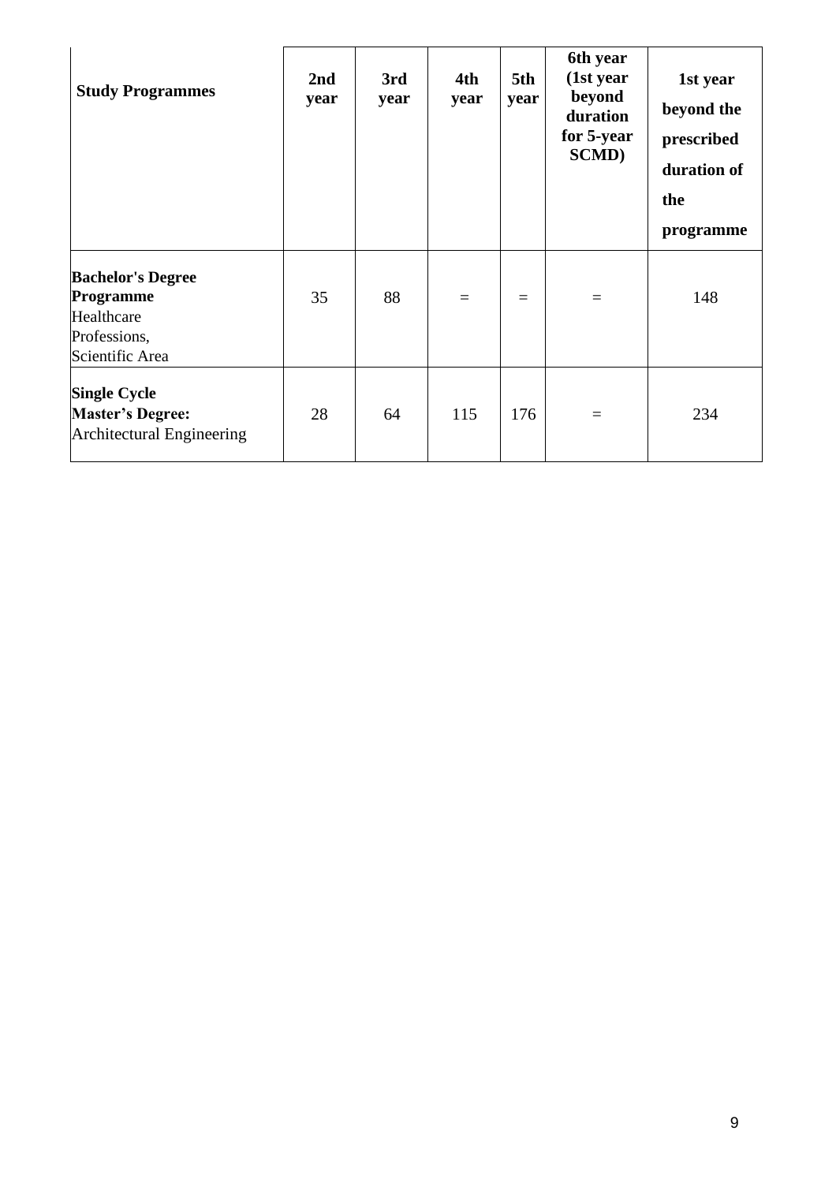| **Study Programmes** | **2nd year** | **3rd year** | **4th year** | **5th year** | **6th year (1st year beyond duration for 5-year SCMD)** | **1st year beyond the prescribed duration of the programme** |
|---|---|---|---|---|---|---|
| **Bachelor's Degree Programme** Healthcare Professions, Scientific Area | 35 | 88 | = | = | = | 148 |
| **Single Cycle Master's Degree:** Architectural Engineering | 28 | 64 | 115 | 176 | = | 234 |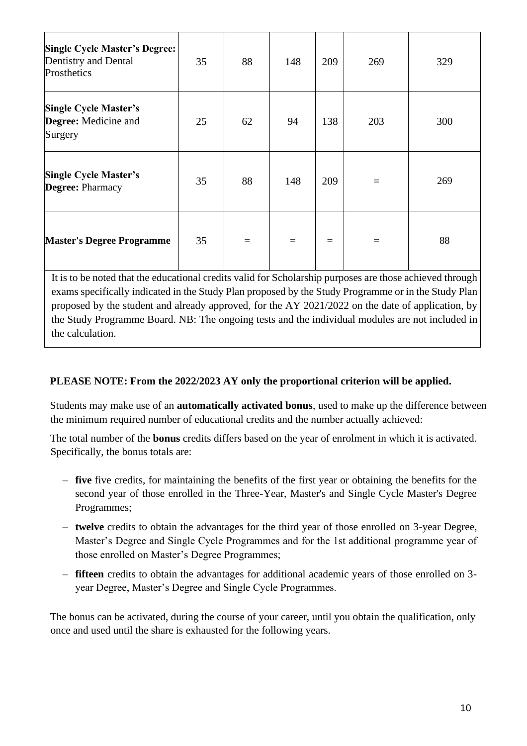| | | | | | | |
|---|---|---|---|---|---|---|
| **Single Cycle Master's Degree:** Dentistry and Dental Prosthetics | 35 | 88 | 148 | 209 | 269 | 329 |
| **Single Cycle Master's Degree:** Medicine and Surgery | 25 | 62 | 94 | 138 | 203 | 300 |
| **Single Cycle Master's Degree:** Pharmacy | 35 | 88 | 148 | 209 | = | 269 |
| **Master's Degree Programme** | 35 | = | = | = | = | 88 |

It is to be noted that the educational credits valid for Scholarship purposes are those achieved through exams specifically indicated in the Study Plan proposed by the Study Programme or in the Study Plan proposed by the student and already approved, for the AY 2021/2022 on the date of application, by the Study Programme Board. NB: The ongoing tests and the individual modules are not included in the calculation.

**PLEASE NOTE: From the 2022/2023 AY only the proportional criterion will be applied.**

Students may make use of an **automatically activated bonus**, used to make up the difference between the minimum required number of educational credits and the number actually achieved:

The total number of the **bonus** credits differs based on the year of enrolment in which it is activated. Specifically, the bonus totals are:

- **five** five credits, for maintaining the benefits of the first year or obtaining the benefits for the second year of those enrolled in the Three-Year, Master's and Single Cycle Master's Degree Programmes;
- **twelve** credits to obtain the advantages for the third year of those enrolled on 3-year Degree, Master's Degree and Single Cycle Programmes and for the 1st additional programme year of those enrolled on Master's Degree Programmes;
- **fifteen** credits to obtain the advantages for additional academic years of those enrolled on 3-year Degree, Master's Degree and Single Cycle Programmes.

The bonus can be activated, during the course of your career, until you obtain the qualification, only once and used until the share is exhausted for the following years.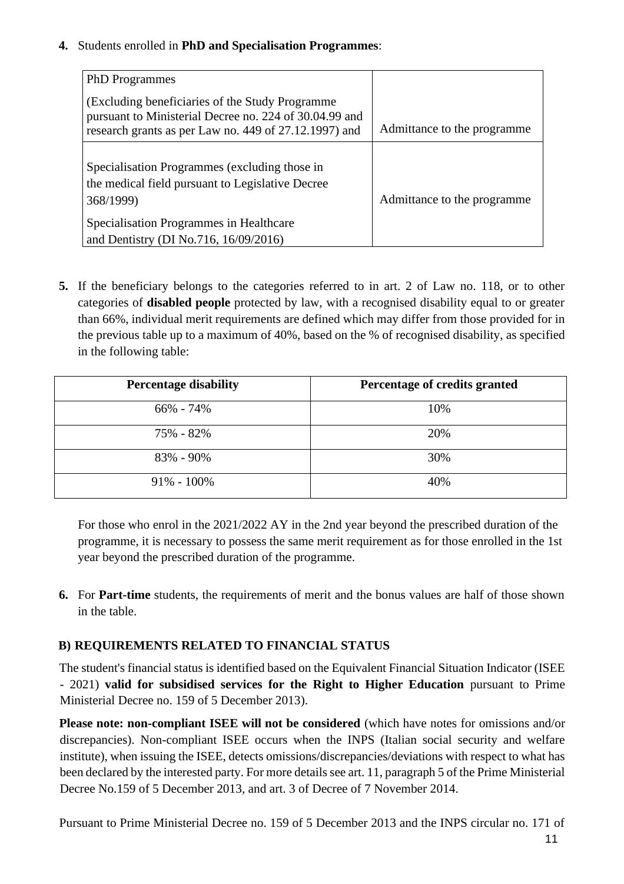4. Students enrolled in **PhD and Specialisation Programmes**:

| | |
|---|---|
| PhD Programmes<br><br>(Excluding beneficiaries of the Study Programme pursuant to Ministerial Decree no. 224 of 30.04.99 and research grants as per Law no. 449 of 27.12.1997) and | Admittance to the programme |
| Specialisation Programmes (excluding those in the medical field pursuant to Legislative Decree 368/1999)<br><br>Specialisation Programmes in Healthcare and Dentistry (DI No.716, 16/09/2016) | Admittance to the programme |

5. If the beneficiary belongs to the categories referred to in art. 2 of Law no. 118, or to other categories of **disabled people** protected by law, with a recognised disability equal to or greater than 66%, individual merit requirements are defined which may differ from those provided for in the previous table up to a maximum of 40%, based on the % of recognised disability, as specified in the following table:

| Percentage disability | Percentage of credits granted |
|---|---|
| 66% - 74% | 10% |
| 75% - 82% | 20% |
| 83% - 90% | 30% |
| 91% - 100% | 40% |

For those who enrol in the 2021/2022 AY in the 2nd year beyond the prescribed duration of the programme, it is necessary to possess the same merit requirement as for those enrolled in the 1st year beyond the prescribed duration of the programme.

6. For **Part-time** students, the requirements of merit and the bonus values are half of those shown in the table.

## B) REQUIREMENTS RELATED TO FINANCIAL STATUS

The student's financial status is identified based on the Equivalent Financial Situation Indicator (ISEE - 2021) **valid for subsidised services for the Right to Higher Education** pursuant to Prime Ministerial Decree no. 159 of 5 December 2013).

**Please note: non-compliant ISEE will not be considered** (which have notes for omissions and/or discrepancies). Non-compliant ISEE occurs when the INPS (Italian social security and welfare institute), when issuing the ISEE, detects omissions/discrepancies/deviations with respect to what has been declared by the interested party. For more details see art. 11, paragraph 5 of the Prime Ministerial Decree No.159 of 5 December 2013, and art. 3 of Decree of 7 November 2014.

Pursuant to Prime Ministerial Decree no. 159 of 5 December 2013 and the INPS circular no. 171 of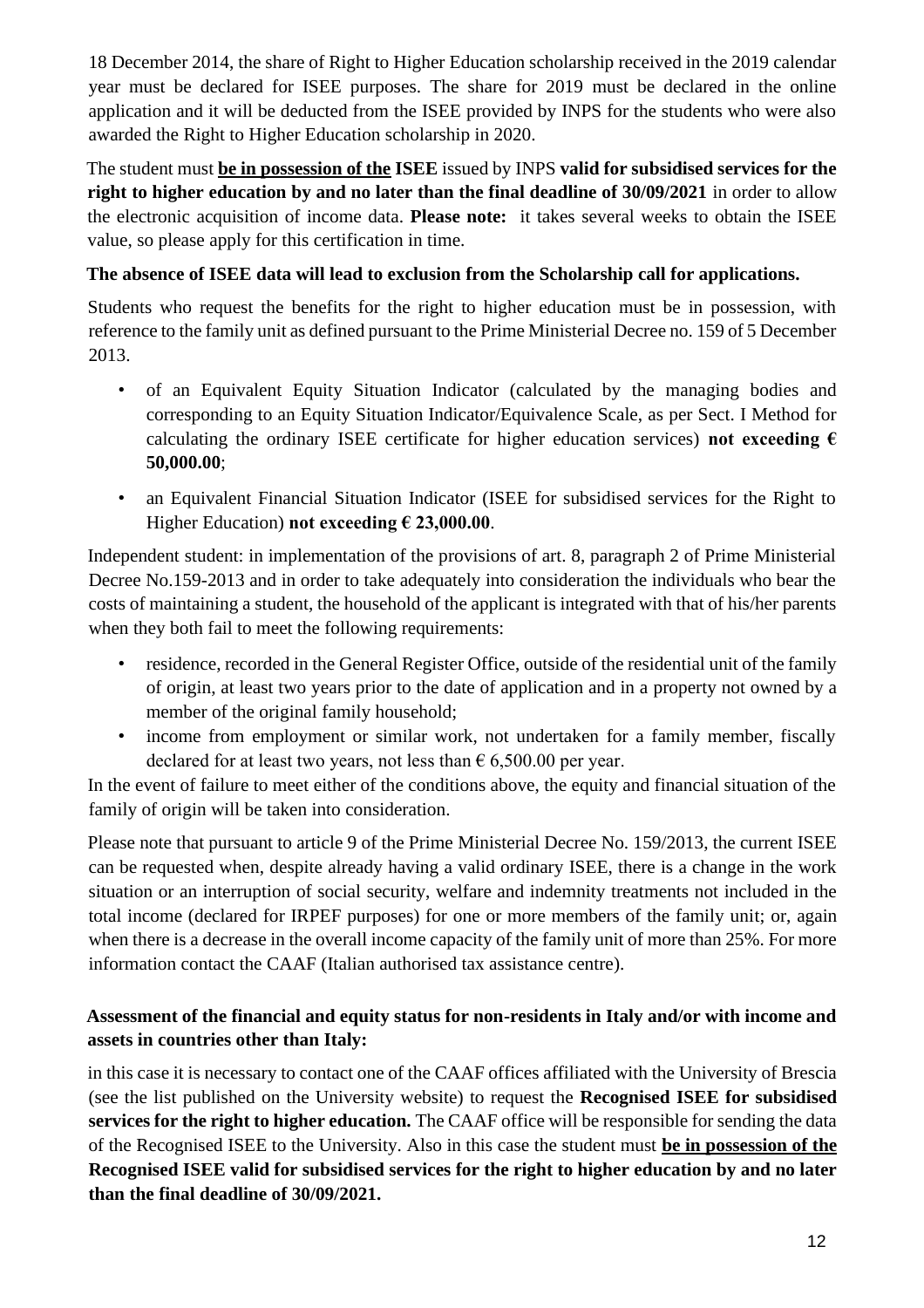18 December 2014, the share of Right to Higher Education scholarship received in the 2019 calendar year must be declared for ISEE purposes. The share for 2019 must be declared in the online application and it will be deducted from the ISEE provided by INPS for the students who were also awarded the Right to Higher Education scholarship in 2020.

The student must **be in possession of the ISEE** issued by INPS **valid for subsidised services for the right to higher education by and no later than the final deadline of 30/09/2021** in order to allow the electronic acquisition of income data. **Please note:** it takes several weeks to obtain the ISEE value, so please apply for this certification in time.

**The absence of ISEE data will lead to exclusion from the Scholarship call for applications.**

Students who request the benefits for the right to higher education must be in possession, with reference to the family unit as defined pursuant to the Prime Ministerial Decree no. 159 of 5 December 2013.

- of an Equivalent Equity Situation Indicator (calculated by the managing bodies and corresponding to an Equity Situation Indicator/Equivalence Scale, as per Sect. I Method for calculating the ordinary ISEE certificate for higher education services) **not exceeding € 50,000.00**;
- an Equivalent Financial Situation Indicator (ISEE for subsidised services for the Right to Higher Education) **not exceeding € 23,000.00**.

Independent student: in implementation of the provisions of art. 8, paragraph 2 of Prime Ministerial Decree No.159-2013 and in order to take adequately into consideration the individuals who bear the costs of maintaining a student, the household of the applicant is integrated with that of his/her parents when they both fail to meet the following requirements:

- residence, recorded in the General Register Office, outside of the residential unit of the family of origin, at least two years prior to the date of application and in a property not owned by a member of the original family household;
- income from employment or similar work, not undertaken for a family member, fiscally declared for at least two years, not less than € 6,500.00 per year.

In the event of failure to meet either of the conditions above, the equity and financial situation of the family of origin will be taken into consideration.

Please note that pursuant to article 9 of the Prime Ministerial Decree No. 159/2013, the current ISEE can be requested when, despite already having a valid ordinary ISEE, there is a change in the work situation or an interruption of social security, welfare and indemnity treatments not included in the total income (declared for IRPEF purposes) for one or more members of the family unit; or, again when there is a decrease in the overall income capacity of the family unit of more than 25%. For more information contact the CAAF (Italian authorised tax assistance centre).

**Assessment of the financial and equity status for non-residents in Italy and/or with income and assets in countries other than Italy:**

in this case it is necessary to contact one of the CAAF offices affiliated with the University of Brescia (see the list published on the University website) to request the **Recognised ISEE for subsidised services for the right to higher education.** The CAAF office will be responsible for sending the data of the Recognised ISEE to the University. Also in this case the student must **be in possession of the Recognised ISEE valid for subsidised services for the right to higher education by and no later than the final deadline of 30/09/2021.**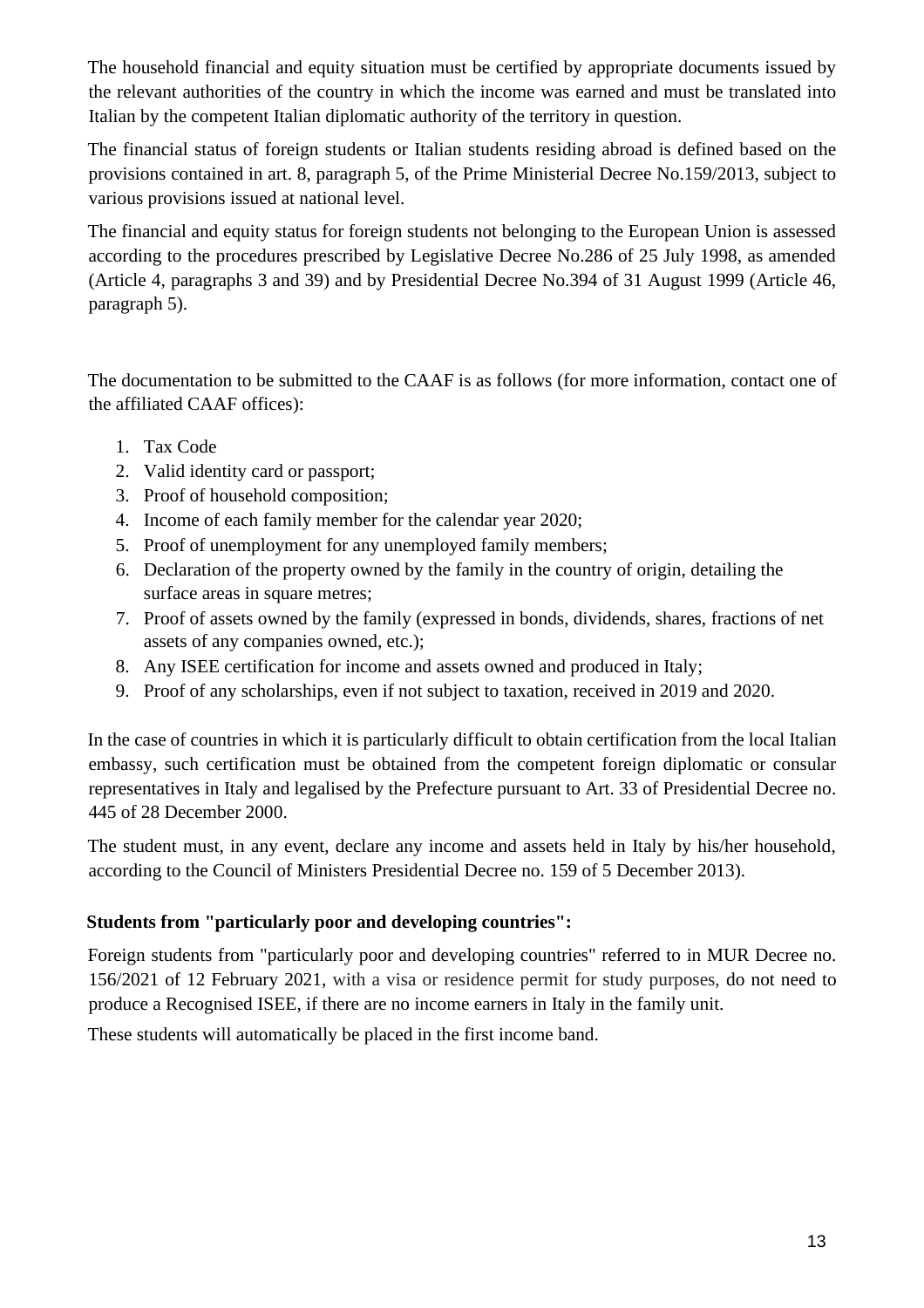The household financial and equity situation must be certified by appropriate documents issued by the relevant authorities of the country in which the income was earned and must be translated into Italian by the competent Italian diplomatic authority of the territory in question.

The financial status of foreign students or Italian students residing abroad is defined based on the provisions contained in art. 8, paragraph 5, of the Prime Ministerial Decree No.159/2013, subject to various provisions issued at national level.

The financial and equity status for foreign students not belonging to the European Union is assessed according to the procedures prescribed by Legislative Decree No.286 of 25 July 1998, as amended (Article 4, paragraphs 3 and 39) and by Presidential Decree No.394 of 31 August 1999 (Article 46, paragraph 5).

The documentation to be submitted to the CAAF is as follows (for more information, contact one of the affiliated CAAF offices):

1. Tax Code
2. Valid identity card or passport;
3. Proof of household composition;
4. Income of each family member for the calendar year 2020;
5. Proof of unemployment for any unemployed family members;
6. Declaration of the property owned by the family in the country of origin, detailing the surface areas in square metres;
7. Proof of assets owned by the family (expressed in bonds, dividends, shares, fractions of net assets of any companies owned, etc.);
8. Any ISEE certification for income and assets owned and produced in Italy;
9. Proof of any scholarships, even if not subject to taxation, received in 2019 and 2020.

In the case of countries in which it is particularly difficult to obtain certification from the local Italian embassy, such certification must be obtained from the competent foreign diplomatic or consular representatives in Italy and legalised by the Prefecture pursuant to Art. 33 of Presidential Decree no. 445 of 28 December 2000.

The student must, in any event, declare any income and assets held in Italy by his/her household, according to the Council of Ministers Presidential Decree no. 159 of 5 December 2013).

**Students from "particularly poor and developing countries":**

Foreign students from "particularly poor and developing countries" referred to in MUR Decree no. 156/2021 of 12 February 2021, with a visa or residence permit for study purposes, do not need to produce a Recognised ISEE, if there are no income earners in Italy in the family unit.

These students will automatically be placed in the first income band.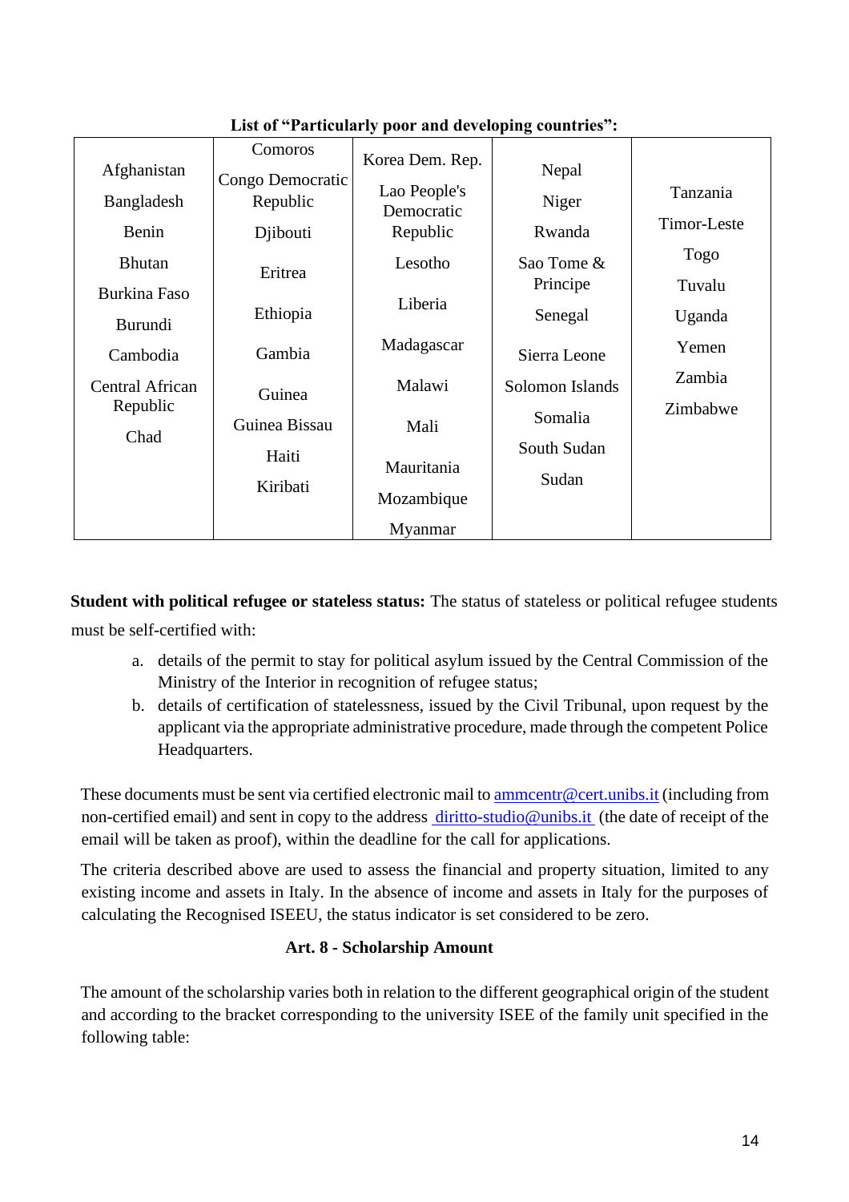**List of "Particularly poor and developing countries":**

| | | | | |
|---|---|---|---|---|
| Afghanistan | Comoros | Korea Dem. Rep. | Nepal | Tanzania |
| Bangladesh | Congo Democratic Republic | Lao People's Democratic Republic | Niger | Timor-Leste |
| Benin | Djibouti | Lesotho | Rwanda | Togo |
| Bhutan | Eritrea | Liberia | Sao Tome & Principe | Tuvalu |
| Burkina Faso | Ethiopia | Madagascar | Senegal | Uganda |
| Burundi | Gambia | Malawi | Sierra Leone | Yemen |
| Cambodia | Guinea | Mali | Solomon Islands | Zambia |
| Central African Republic | Guinea Bissau | Mauritania | Somalia | Zimbabwe |
| Chad | Haiti | Mozambique | South Sudan | |
| | Kiribati | Myanmar | Sudan | |

**Student with political refugee or stateless status:** The status of stateless or political refugee students must be self-certified with:

a. details of the permit to stay for political asylum issued by the Central Commission of the Ministry of the Interior in recognition of refugee status;
b. details of certification of statelessness, issued by the Civil Tribunal, upon request by the applicant via the appropriate administrative procedure, made through the competent Police Headquarters.

These documents must be sent via certified electronic mail to ammcentr@cert.unibs.it (including from non-certified email) and sent in copy to the address diritto-studio@unibs.it (the date of receipt of the email will be taken as proof), within the deadline for the call for applications.

The criteria described above are used to assess the financial and property situation, limited to any existing income and assets in Italy. In the absence of income and assets in Italy for the purposes of calculating the Recognised ISEEU, the status indicator is set considered to be zero.

## Art. 8 - Scholarship Amount

The amount of the scholarship varies both in relation to the different geographical origin of the student and according to the bracket corresponding to the university ISEE of the family unit specified in the following table: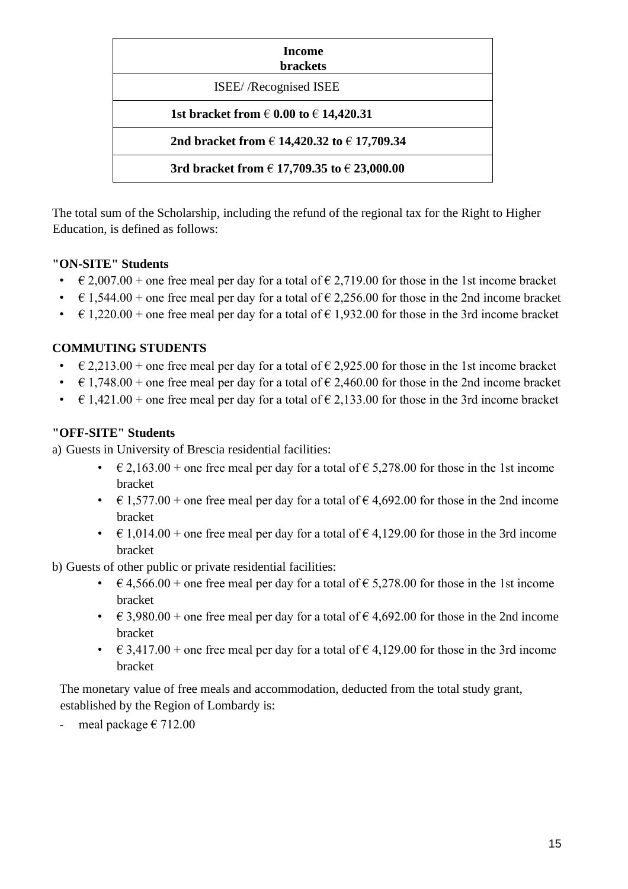| **Income brackets** |
|---|
| ISEE/ /Recognised ISEE |
| **1st bracket from € 0.00 to € 14,420.31** |
| **2nd bracket from € 14,420.32 to € 17,709.34** |
| **3rd bracket from € 17,709.35 to € 23,000.00** |

The total sum of the Scholarship, including the refund of the regional tax for the Right to Higher Education, is defined as follows:

**"ON-SITE" Students**

- € 2,007.00 + one free meal per day for a total of € 2,719.00 for those in the 1st income bracket
- € 1,544.00 + one free meal per day for a total of € 2,256.00 for those in the 2nd income bracket
- € 1,220.00 + one free meal per day for a total of € 1,932.00 for those in the 3rd income bracket

**COMMUTING STUDENTS**

- € 2,213.00 + one free meal per day for a total of € 2,925.00 for those in the 1st income bracket
- € 1,748.00 + one free meal per day for a total of € 2,460.00 for those in the 2nd income bracket
- € 1,421.00 + one free meal per day for a total of € 2,133.00 for those in the 3rd income bracket

**"OFF-SITE" Students**

a) Guests in University of Brescia residential facilities:

- € 2,163.00 + one free meal per day for a total of € 5,278.00 for those in the 1st income bracket
- € 1,577.00 + one free meal per day for a total of € 4,692.00 for those in the 2nd income bracket
- € 1,014.00 + one free meal per day for a total of € 4,129.00 for those in the 3rd income bracket

b) Guests of other public or private residential facilities:

- € 4,566.00 + one free meal per day for a total of € 5,278.00 for those in the 1st income bracket
- € 3,980.00 + one free meal per day for a total of € 4,692.00 for those in the 2nd income bracket
- € 3,417.00 + one free meal per day for a total of € 4,129.00 for those in the 3rd income bracket

The monetary value of free meals and accommodation, deducted from the total study grant, established by the Region of Lombardy is:

- meal package € 712.00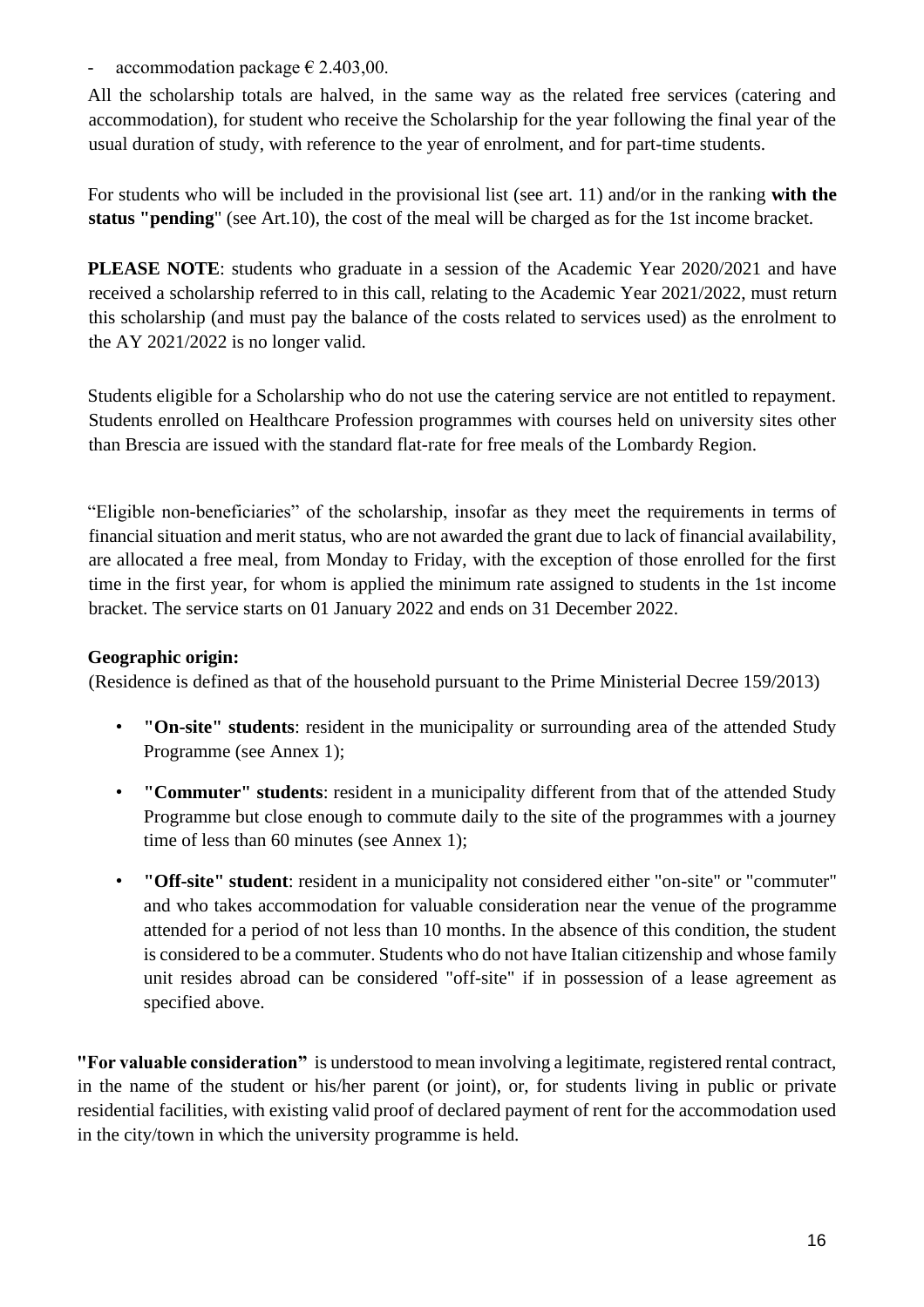- accommodation package € 2.403,00.

All the scholarship totals are halved, in the same way as the related free services (catering and accommodation), for student who receive the Scholarship for the year following the final year of the usual duration of study, with reference to the year of enrolment, and for part-time students.

For students who will be included in the provisional list (see art. 11) and/or in the ranking **with the status "pending**" (see Art.10), the cost of the meal will be charged as for the 1st income bracket.

**PLEASE NOTE**: students who graduate in a session of the Academic Year 2020/2021 and have received a scholarship referred to in this call, relating to the Academic Year 2021/2022, must return this scholarship (and must pay the balance of the costs related to services used) as the enrolment to the AY 2021/2022 is no longer valid.

Students eligible for a Scholarship who do not use the catering service are not entitled to repayment. Students enrolled on Healthcare Profession programmes with courses held on university sites other than Brescia are issued with the standard flat-rate for free meals of the Lombardy Region.

"Eligible non-beneficiaries" of the scholarship, insofar as they meet the requirements in terms of financial situation and merit status, who are not awarded the grant due to lack of financial availability, are allocated a free meal, from Monday to Friday, with the exception of those enrolled for the first time in the first year, for whom is applied the minimum rate assigned to students in the 1st income bracket. The service starts on 01 January 2022 and ends on 31 December 2022.

**Geographic origin:**

(Residence is defined as that of the household pursuant to the Prime Ministerial Decree 159/2013)

- **"On-site" students**: resident in the municipality or surrounding area of the attended Study Programme (see Annex 1);
- **"Commuter" students**: resident in a municipality different from that of the attended Study Programme but close enough to commute daily to the site of the programmes with a journey time of less than 60 minutes (see Annex 1);
- **"Off-site" student**: resident in a municipality not considered either "on-site" or "commuter" and who takes accommodation for valuable consideration near the venue of the programme attended for a period of not less than 10 months. In the absence of this condition, the student is considered to be a commuter. Students who do not have Italian citizenship and whose family unit resides abroad can be considered "off-site" if in possession of a lease agreement as specified above.

**"For valuable consideration"** is understood to mean involving a legitimate, registered rental contract, in the name of the student or his/her parent (or joint), or, for students living in public or private residential facilities, with existing valid proof of declared payment of rent for the accommodation used in the city/town in which the university programme is held.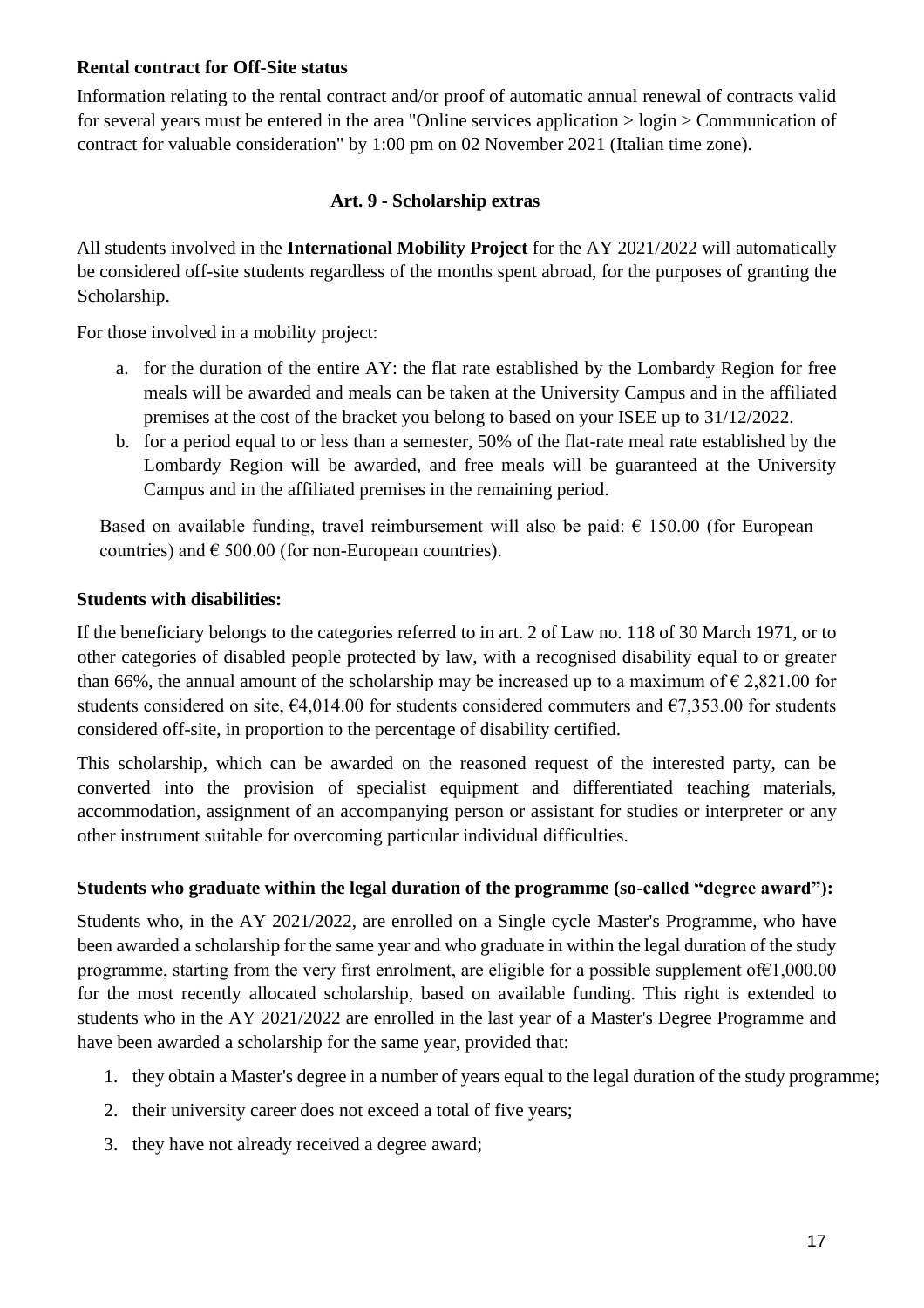**Rental contract for Off-Site status**

Information relating to the rental contract and/or proof of automatic annual renewal of contracts valid for several years must be entered in the area "Online services application > login > Communication of contract for valuable consideration" by 1:00 pm on 02 November 2021 (Italian time zone).

## Art. 9 - Scholarship extras

All students involved in the **International Mobility Project** for the AY 2021/2022 will automatically be considered off-site students regardless of the months spent abroad, for the purposes of granting the Scholarship.

For those involved in a mobility project:

a. for the duration of the entire AY: the flat rate established by the Lombardy Region for free meals will be awarded and meals can be taken at the University Campus and in the affiliated premises at the cost of the bracket you belong to based on your ISEE up to 31/12/2022.
b. for a period equal to or less than a semester, 50% of the flat-rate meal rate established by the Lombardy Region will be awarded, and free meals will be guaranteed at the University Campus and in the affiliated premises in the remaining period.

Based on available funding, travel reimbursement will also be paid: € 150.00 (for European countries) and € 500.00 (for non-European countries).

**Students with disabilities:**

If the beneficiary belongs to the categories referred to in art. 2 of Law no. 118 of 30 March 1971, or to other categories of disabled people protected by law, with a recognised disability equal to or greater than 66%, the annual amount of the scholarship may be increased up to a maximum of € 2,821.00 for students considered on site, €4,014.00 for students considered commuters and €7,353.00 for students considered off-site, in proportion to the percentage of disability certified.

This scholarship, which can be awarded on the reasoned request of the interested party, can be converted into the provision of specialist equipment and differentiated teaching materials, accommodation, assignment of an accompanying person or assistant for studies or interpreter or any other instrument suitable for overcoming particular individual difficulties.

**Students who graduate within the legal duration of the programme (so-called "degree award"):**

Students who, in the AY 2021/2022, are enrolled on a Single cycle Master's Programme, who have been awarded a scholarship for the same year and who graduate in within the legal duration of the study programme, starting from the very first enrolment, are eligible for a possible supplement of€1,000.00 for the most recently allocated scholarship, based on available funding. This right is extended to students who in the AY 2021/2022 are enrolled in the last year of a Master's Degree Programme and have been awarded a scholarship for the same year, provided that:

1. they obtain a Master's degree in a number of years equal to the legal duration of the study programme;
2. their university career does not exceed a total of five years;
3. they have not already received a degree award;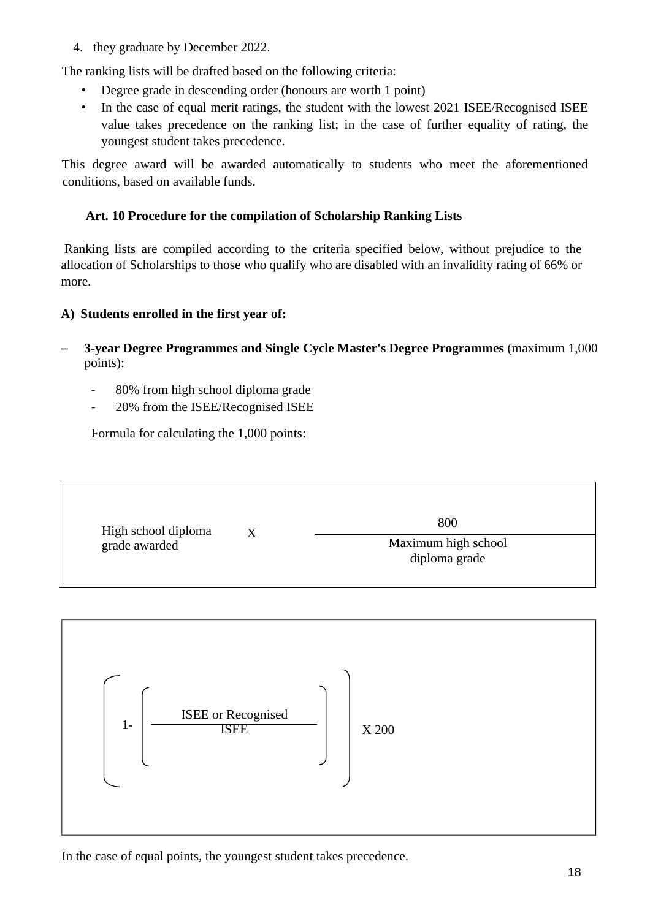4. they graduate by December 2022.

The ranking lists will be drafted based on the following criteria:

- Degree grade in descending order (honours are worth 1 point)
- In the case of equal merit ratings, the student with the lowest 2021 ISEE/Recognised ISEE value takes precedence on the ranking list; in the case of further equality of rating, the youngest student takes precedence.

This degree award will be awarded automatically to students who meet the aforementioned conditions, based on available funds.

**Art. 10 Procedure for the compilation of Scholarship Ranking Lists**

Ranking lists are compiled according to the criteria specified below, without prejudice to the allocation of Scholarships to those who qualify who are disabled with an invalidity rating of 66% or more.

**A) Students enrolled in the first year of:**

– **3-year Degree Programmes and Single Cycle Master's Degree Programmes** (maximum 1,000 points):

- 80% from high school diploma grade
- 20% from the ISEE/Recognised ISEE

Formula for calculating the 1,000 points:

$$\text{High school diploma grade awarded} \times \frac{800}{\text{Maximum high school diploma grade}}$$

$$\left(1 - \left(\frac{\text{ISEE or Recognised ISEE}}{}\right)\right) \times 200$$

In the case of equal points, the youngest student takes precedence.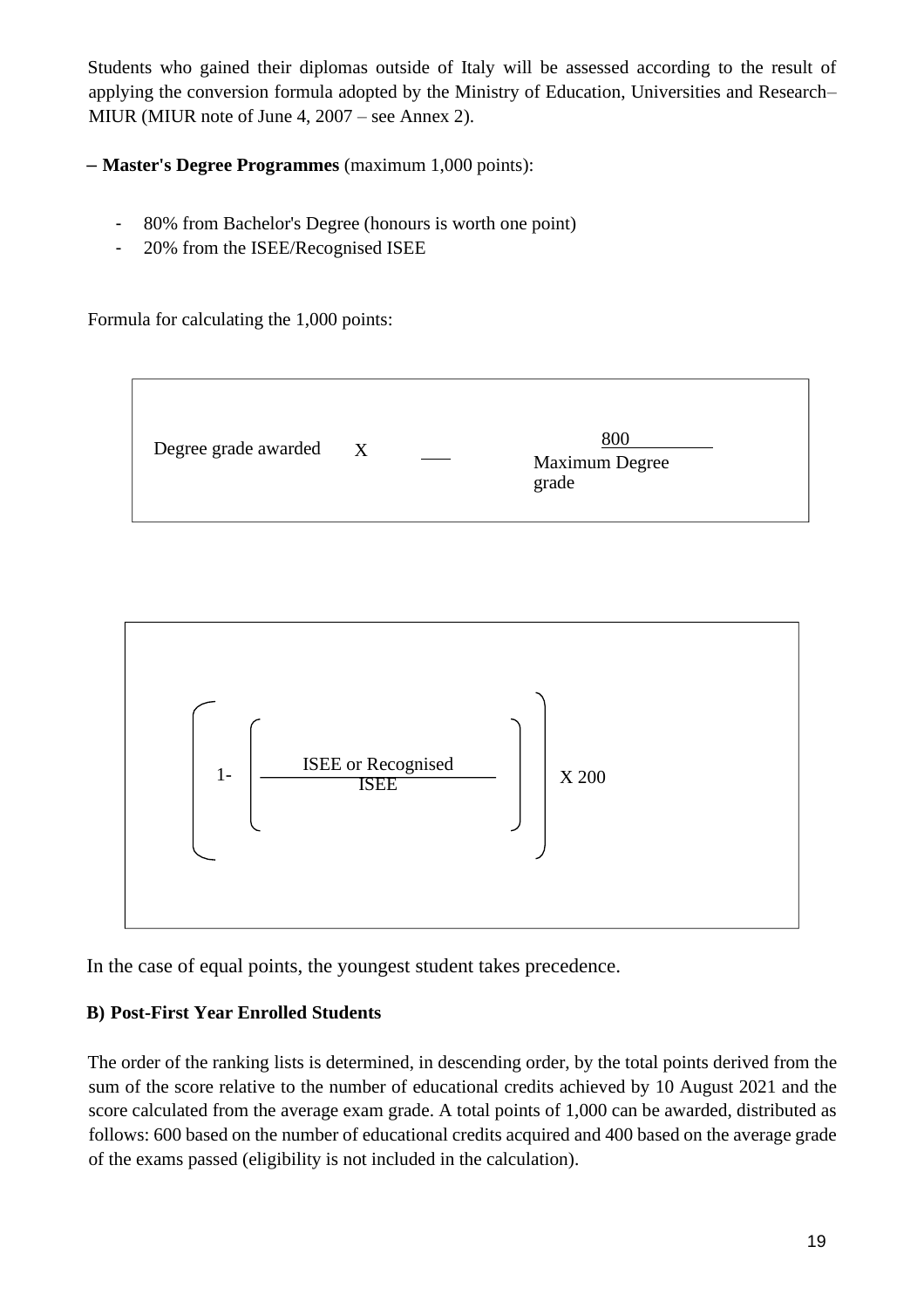Students who gained their diplomas outside of Italy will be assessed according to the result of applying the conversion formula adopted by the Ministry of Education, Universities and Research– MIUR (MIUR note of June 4, 2007 – see Annex 2).

– **Master's Degree Programmes** (maximum 1,000 points):

- 80% from Bachelor's Degree (honours is worth one point)
- 20% from the ISEE/Recognised ISEE

Formula for calculating the 1,000 points:

$$\text{Degree grade awarded} \times \frac{800}{\text{Maximum Degree grade}}$$

$$\left(1 - \left(\frac{\text{ISEE or Recognised ISEE}}{}\right)\right) \times 200$$

In the case of equal points, the youngest student takes precedence.

**B) Post-First Year Enrolled Students**

The order of the ranking lists is determined, in descending order, by the total points derived from the sum of the score relative to the number of educational credits achieved by 10 August 2021 and the score calculated from the average exam grade. A total points of 1,000 can be awarded, distributed as follows: 600 based on the number of educational credits acquired and 400 based on the average grade of the exams passed (eligibility is not included in the calculation).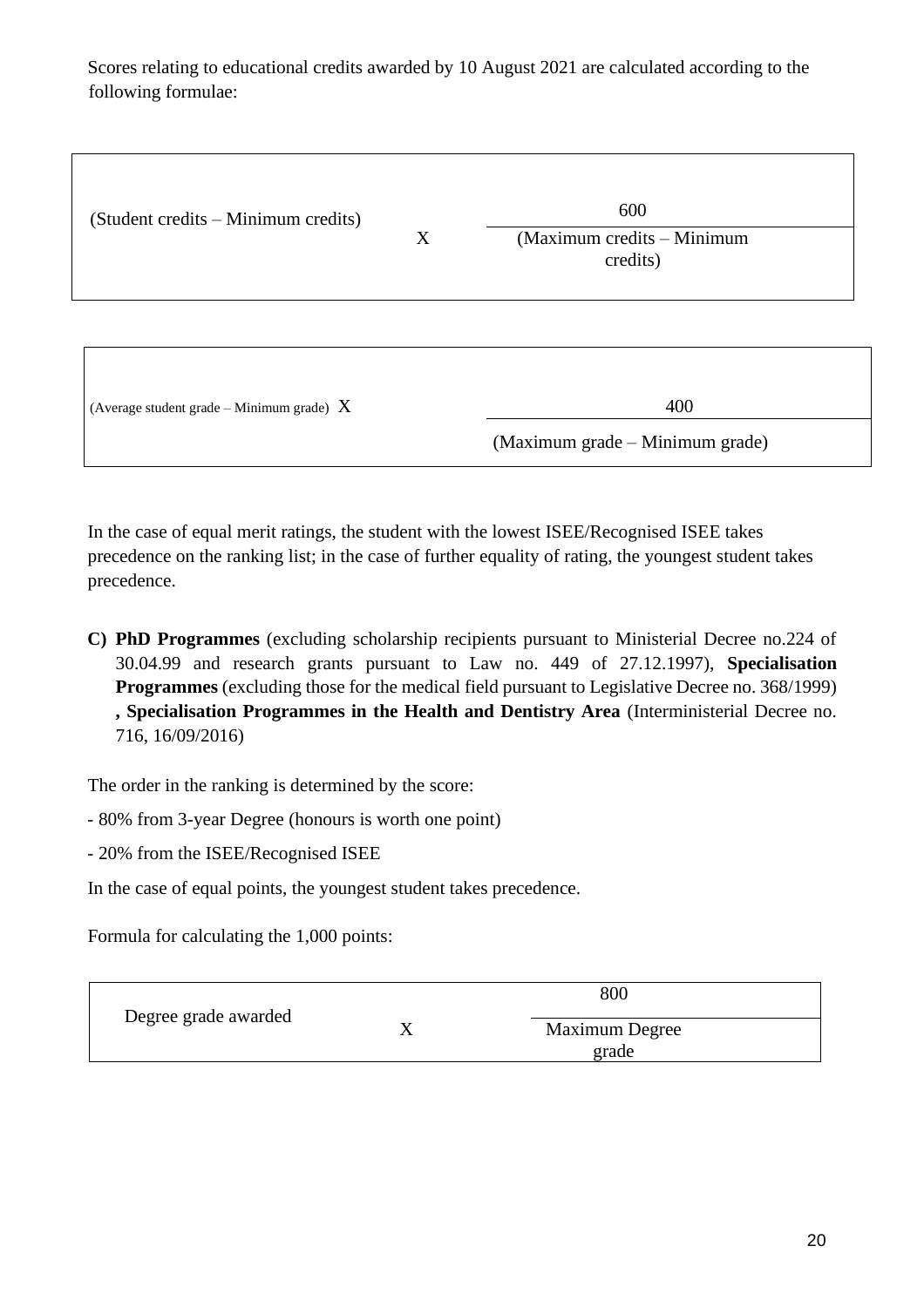Scores relating to educational credits awarded by 10 August 2021 are calculated according to the following formulae:

$$(\text{Student credits} - \text{Minimum credits}) \times \frac{600}{(\text{Maximum credits} - \text{Minimum credits})}$$

$$(\text{Average student grade} - \text{Minimum grade}) \times \frac{400}{(\text{Maximum grade} - \text{Minimum grade})}$$

In the case of equal merit ratings, the student with the lowest ISEE/Recognised ISEE takes precedence on the ranking list; in the case of further equality of rating, the youngest student takes precedence.

**C) PhD Programmes** (excluding scholarship recipients pursuant to Ministerial Decree no.224 of 30.04.99 and research grants pursuant to Law no. 449 of 27.12.1997), **Specialisation Programmes** (excluding those for the medical field pursuant to Legislative Decree no. 368/1999) **, Specialisation Programmes in the Health and Dentistry Area** (Interministerial Decree no. 716, 16/09/2016)

The order in the ranking is determined by the score:

- 80% from 3-year Degree (honours is worth one point)
- 20% from the ISEE/Recognised ISEE

In the case of equal points, the youngest student takes precedence.

Formula for calculating the 1,000 points:

$$\text{Degree grade awarded} \times \frac{800}{\text{Maximum Degree grade}}$$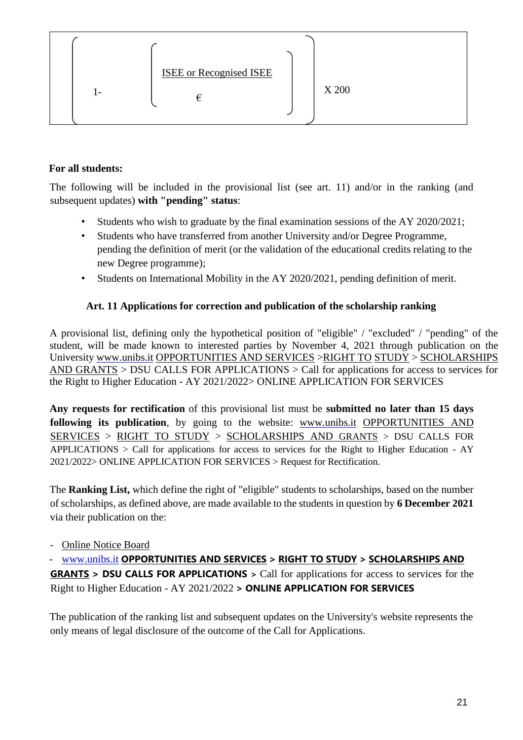$$\left( 1 - \left( \frac{\text{ISEE or Recognised ISEE}}{\text{€}} \right) \right) \times 200$$

**For all students:**

The following will be included in the provisional list (see art. 11) and/or in the ranking (and subsequent updates) **with "pending" status**:

- Students who wish to graduate by the final examination sessions of the AY 2020/2021;
- Students who have transferred from another University and/or Degree Programme, pending the definition of merit (or the validation of the educational credits relating to the new Degree programme);
- Students on International Mobility in the AY 2020/2021, pending definition of merit.

### Art. 11 Applications for correction and publication of the scholarship ranking

A provisional list, defining only the hypothetical position of "eligible" / "excluded" / "pending" of the student, will be made known to interested parties by November 4, 2021 through publication on the University www.unibs.it OPPORTUNITIES AND SERVICES >RIGHT TO STUDY > SCHOLARSHIPS AND GRANTS > DSU CALLS FOR APPLICATIONS > Call for applications for access to services for the Right to Higher Education - AY 2021/2022> ONLINE APPLICATION FOR SERVICES

**Any requests for rectification** of this provisional list must be **submitted no later than 15 days following its publication**, by going to the website: www.unibs.it OPPORTUNITIES AND SERVICES > RIGHT TO STUDY > SCHOLARSHIPS AND GRANTS > DSU CALLS FOR APPLICATIONS > Call for applications for access to services for the Right to Higher Education - AY 2021/2022> ONLINE APPLICATION FOR SERVICES > Request for Rectification.

The **Ranking List,** which define the right of "eligible" students to scholarships, based on the number of scholarships, as defined above, are made available to the students in question by **6 December 2021** via their publication on the:

- Online Notice Board
- www.unibs.it **OPPORTUNITIES AND SERVICES > RIGHT TO STUDY > SCHOLARSHIPS AND GRANTS > DSU CALLS FOR APPLICATIONS >** Call for applications for access to services for the Right to Higher Education - AY 2021/2022 **> ONLINE APPLICATION FOR SERVICES**

The publication of the ranking list and subsequent updates on the University's website represents the only means of legal disclosure of the outcome of the Call for Applications.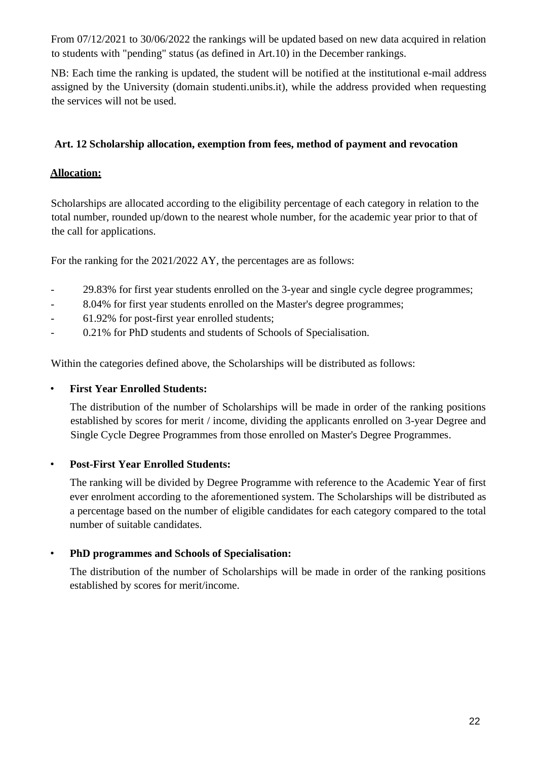From 07/12/2021 to 30/06/2022 the rankings will be updated based on new data acquired in relation to students with "pending" status (as defined in Art.10) in the December rankings.

NB: Each time the ranking is updated, the student will be notified at the institutional e-mail address assigned by the University (domain studenti.unibs.it), while the address provided when requesting the services will not be used.

## Art. 12 Scholarship allocation, exemption from fees, method of payment and revocation

**Allocation:**

Scholarships are allocated according to the eligibility percentage of each category in relation to the total number, rounded up/down to the nearest whole number, for the academic year prior to that of the call for applications.

For the ranking for the 2021/2022 AY, the percentages are as follows:

- 29.83% for first year students enrolled on the 3-year and single cycle degree programmes;
- 8.04% for first year students enrolled on the Master's degree programmes;
- 61.92% for post-first year enrolled students;
- 0.21% for PhD students and students of Schools of Specialisation.

Within the categories defined above, the Scholarships will be distributed as follows:

- **First Year Enrolled Students:**

  The distribution of the number of Scholarships will be made in order of the ranking positions established by scores for merit / income, dividing the applicants enrolled on 3-year Degree and Single Cycle Degree Programmes from those enrolled on Master's Degree Programmes.

- **Post-First Year Enrolled Students:**

  The ranking will be divided by Degree Programme with reference to the Academic Year of first ever enrolment according to the aforementioned system. The Scholarships will be distributed as a percentage based on the number of eligible candidates for each category compared to the total number of suitable candidates.

- **PhD programmes and Schools of Specialisation:**

  The distribution of the number of Scholarships will be made in order of the ranking positions established by scores for merit/income.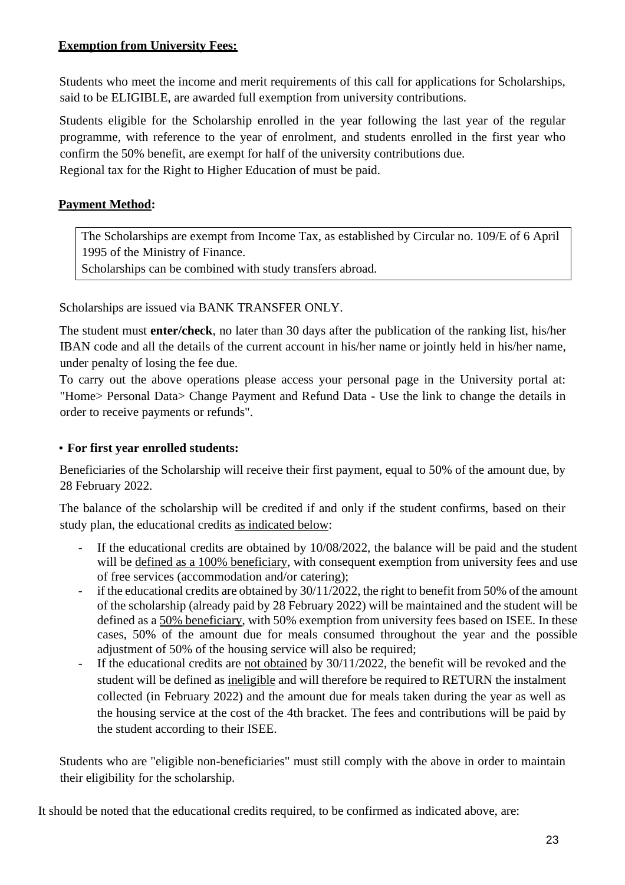**<u>Exemption from University Fees:</u>**

Students who meet the income and merit requirements of this call for applications for Scholarships, said to be ELIGIBLE, are awarded full exemption from university contributions.

Students eligible for the Scholarship enrolled in the year following the last year of the regular programme, with reference to the year of enrolment, and students enrolled in the first year who confirm the 50% benefit, are exempt for half of the university contributions due.
Regional tax for the Right to Higher Education of must be paid.

**<u>Payment Method</u>:**

> The Scholarships are exempt from Income Tax, as established by Circular no. 109/E of 6 April 1995 of the Ministry of Finance.
> Scholarships can be combined with study transfers abroad.

Scholarships are issued via BANK TRANSFER ONLY.

The student must **enter/check**, no later than 30 days after the publication of the ranking list, his/her IBAN code and all the details of the current account in his/her name or jointly held in his/her name, under penalty of losing the fee due.
To carry out the above operations please access your personal page in the University portal at: "Home> Personal Data> Change Payment and Refund Data - Use the link to change the details in order to receive payments or refunds".

- **For first year enrolled students:**

Beneficiaries of the Scholarship will receive their first payment, equal to 50% of the amount due, by 28 February 2022.

The balance of the scholarship will be credited if and only if the student confirms, based on their study plan, the educational credits <u>as indicated below</u>:

- If the educational credits are obtained by 10/08/2022, the balance will be paid and the student will be <u>defined as a 100% beneficiary</u>, with consequent exemption from university fees and use of free services (accommodation and/or catering);
- if the educational credits are obtained by 30/11/2022, the right to benefit from 50% of the amount of the scholarship (already paid by 28 February 2022) will be maintained and the student will be defined as a <u>50% beneficiary</u>, with 50% exemption from university fees based on ISEE. In these cases, 50% of the amount due for meals consumed throughout the year and the possible adjustment of 50% of the housing service will also be required;
- If the educational credits are <u>not obtained</u> by 30/11/2022, the benefit will be revoked and the student will be defined as <u>ineligible</u> and will therefore be required to RETURN the instalment collected (in February 2022) and the amount due for meals taken during the year as well as the housing service at the cost of the 4th bracket. The fees and contributions will be paid by the student according to their ISEE.

Students who are "eligible non-beneficiaries" must still comply with the above in order to maintain their eligibility for the scholarship.

It should be noted that the educational credits required, to be confirmed as indicated above, are: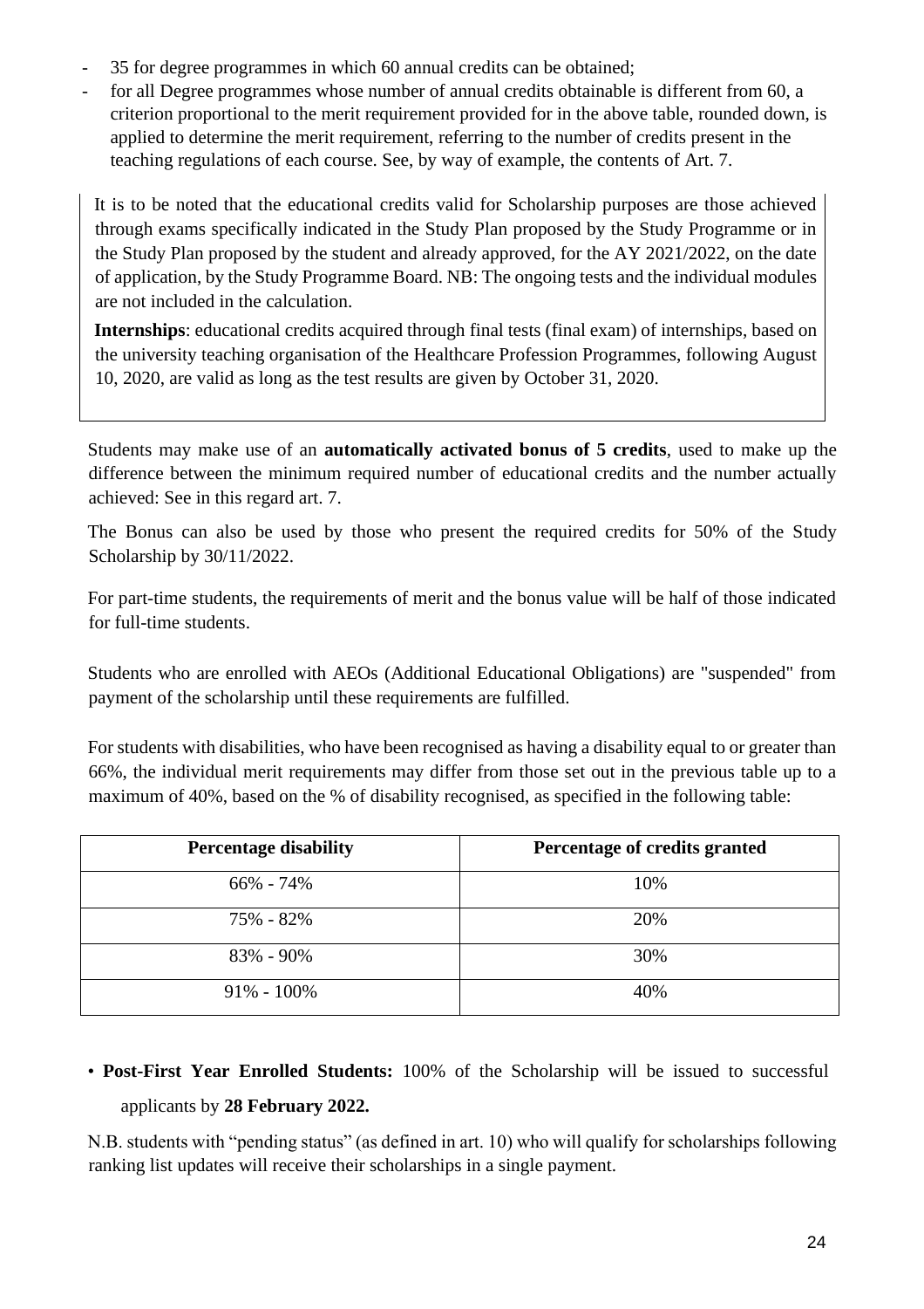- 35 for degree programmes in which 60 annual credits can be obtained;
- for all Degree programmes whose number of annual credits obtainable is different from 60, a criterion proportional to the merit requirement provided for in the above table, rounded down, is applied to determine the merit requirement, referring to the number of credits present in the teaching regulations of each course. See, by way of example, the contents of Art. 7.

It is to be noted that the educational credits valid for Scholarship purposes are those achieved through exams specifically indicated in the Study Plan proposed by the Study Programme or in the Study Plan proposed by the student and already approved, for the AY 2021/2022, on the date of application, by the Study Programme Board. NB: The ongoing tests and the individual modules are not included in the calculation.

**Internships**: educational credits acquired through final tests (final exam) of internships, based on the university teaching organisation of the Healthcare Profession Programmes, following August 10, 2020, are valid as long as the test results are given by October 31, 2020.

Students may make use of an **automatically activated bonus of 5 credits**, used to make up the difference between the minimum required number of educational credits and the number actually achieved: See in this regard art. 7.

The Bonus can also be used by those who present the required credits for 50% of the Study Scholarship by 30/11/2022.

For part-time students, the requirements of merit and the bonus value will be half of those indicated for full-time students.

Students who are enrolled with AEOs (Additional Educational Obligations) are "suspended" from payment of the scholarship until these requirements are fulfilled.

For students with disabilities, who have been recognised as having a disability equal to or greater than 66%, the individual merit requirements may differ from those set out in the previous table up to a maximum of 40%, based on the % of disability recognised, as specified in the following table:

| Percentage disability | Percentage of credits granted |
|---|---|
| 66% - 74% | 10% |
| 75% - 82% | 20% |
| 83% - 90% | 30% |
| 91% - 100% | 40% |

- **Post-First Year Enrolled Students:** 100% of the Scholarship will be issued to successful applicants by **28 February 2022.**

N.B. students with "pending status" (as defined in art. 10) who will qualify for scholarships following ranking list updates will receive their scholarships in a single payment.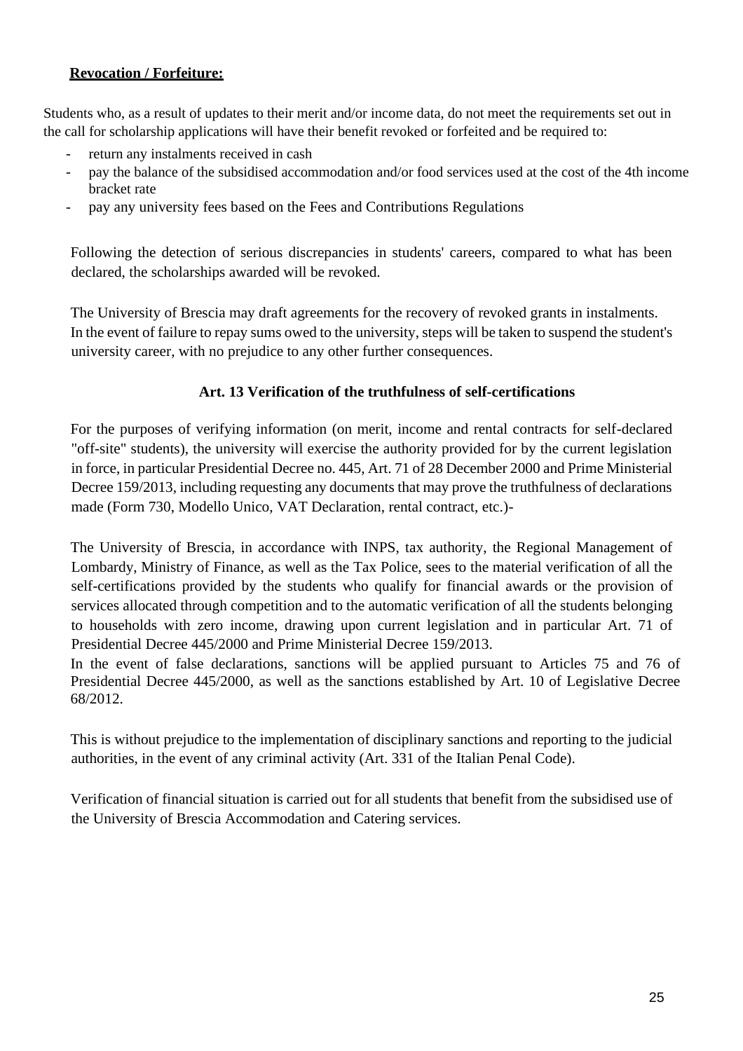**<u>Revocation / Forfeiture:</u>**

Students who, as a result of updates to their merit and/or income data, do not meet the requirements set out in the call for scholarship applications will have their benefit revoked or forfeited and be required to:

- return any instalments received in cash
- pay the balance of the subsidised accommodation and/or food services used at the cost of the 4th income bracket rate
- pay any university fees based on the Fees and Contributions Regulations

Following the detection of serious discrepancies in students' careers, compared to what has been declared, the scholarships awarded will be revoked.

The University of Brescia may draft agreements for the recovery of revoked grants in instalments. In the event of failure to repay sums owed to the university, steps will be taken to suspend the student's university career, with no prejudice to any other further consequences.

## Art. 13 Verification of the truthfulness of self-certifications

For the purposes of verifying information (on merit, income and rental contracts for self-declared "off-site" students), the university will exercise the authority provided for by the current legislation in force, in particular Presidential Decree no. 445, Art. 71 of 28 December 2000 and Prime Ministerial Decree 159/2013, including requesting any documents that may prove the truthfulness of declarations made (Form 730, Modello Unico, VAT Declaration, rental contract, etc.)-

The University of Brescia, in accordance with INPS, tax authority, the Regional Management of Lombardy, Ministry of Finance, as well as the Tax Police, sees to the material verification of all the self-certifications provided by the students who qualify for financial awards or the provision of services allocated through competition and to the automatic verification of all the students belonging to households with zero income, drawing upon current legislation and in particular Art. 71 of Presidential Decree 445/2000 and Prime Ministerial Decree 159/2013.
In the event of false declarations, sanctions will be applied pursuant to Articles 75 and 76 of Presidential Decree 445/2000, as well as the sanctions established by Art. 10 of Legislative Decree 68/2012.

This is without prejudice to the implementation of disciplinary sanctions and reporting to the judicial authorities, in the event of any criminal activity (Art. 331 of the Italian Penal Code).

Verification of financial situation is carried out for all students that benefit from the subsidised use of the University of Brescia Accommodation and Catering services.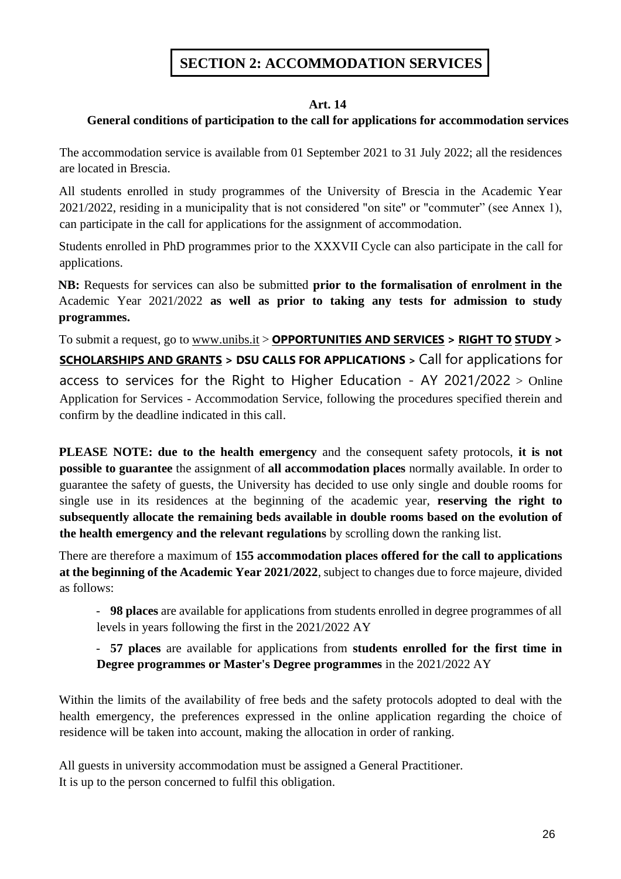# SECTION 2: ACCOMMODATION SERVICES

## Art. 14
### General conditions of participation to the call for applications for accommodation services

The accommodation service is available from 01 September 2021 to 31 July 2022; all the residences are located in Brescia.

All students enrolled in study programmes of the University of Brescia in the Academic Year 2021/2022, residing in a municipality that is not considered "on site" or "commuter" (see Annex 1), can participate in the call for applications for the assignment of accommodation.

Students enrolled in PhD programmes prior to the XXXVII Cycle can also participate in the call for applications.

**NB:** Requests for services can also be submitted **prior to the formalisation of enrolment in the** Academic Year 2021/2022 **as well as prior to taking any tests for admission to study programmes.**

To submit a request, go to www.unibs.it > **OPPORTUNITIES AND SERVICES > RIGHT TO STUDY > SCHOLARSHIPS AND GRANTS > DSU CALLS FOR APPLICATIONS >** Call for applications for access to services for the Right to Higher Education - AY 2021/2022 > Online Application for Services - Accommodation Service, following the procedures specified therein and confirm by the deadline indicated in this call.

**PLEASE NOTE: due to the health emergency** and the consequent safety protocols, **it is not possible to guarantee** the assignment of **all accommodation places** normally available. In order to guarantee the safety of guests, the University has decided to use only single and double rooms for single use in its residences at the beginning of the academic year, **reserving the right to subsequently allocate the remaining beds available in double rooms based on the evolution of the health emergency and the relevant regulations** by scrolling down the ranking list.

There are therefore a maximum of **155 accommodation places offered for the call to applications at the beginning of the Academic Year 2021/2022**, subject to changes due to force majeure, divided as follows:

- **98 places** are available for applications from students enrolled in degree programmes of all levels in years following the first in the 2021/2022 AY
- **57 places** are available for applications from **students enrolled for the first time in Degree programmes or Master's Degree programmes** in the 2021/2022 AY

Within the limits of the availability of free beds and the safety protocols adopted to deal with the health emergency, the preferences expressed in the online application regarding the choice of residence will be taken into account, making the allocation in order of ranking.

All guests in university accommodation must be assigned a General Practitioner.
It is up to the person concerned to fulfil this obligation.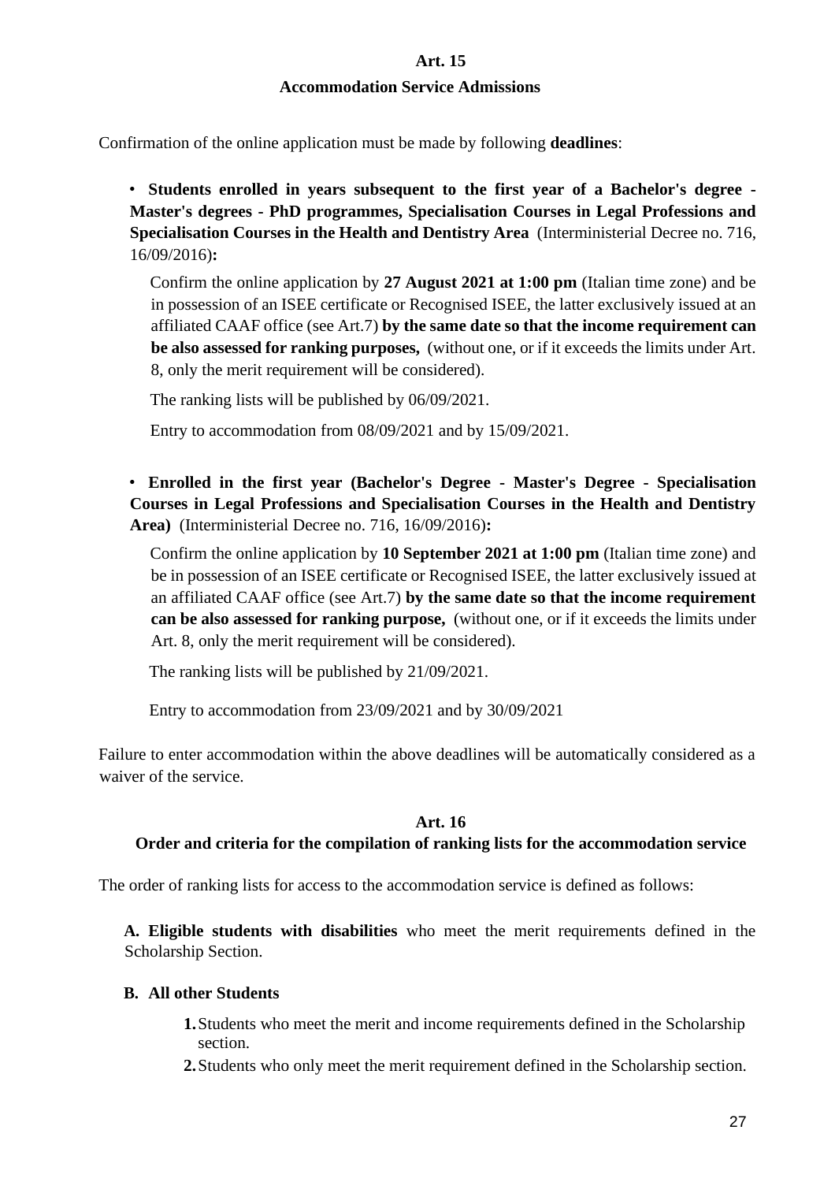## Art. 15
### Accommodation Service Admissions

Confirmation of the online application must be made by following **deadlines**:

- **Students enrolled in years subsequent to the first year of a Bachelor's degree - Master's degrees - PhD programmes, Specialisation Courses in Legal Professions and Specialisation Courses in the Health and Dentistry Area** (Interministerial Decree no. 716, 16/09/2016)**:**

  Confirm the online application by **27 August 2021 at 1:00 pm** (Italian time zone) and be in possession of an ISEE certificate or Recognised ISEE, the latter exclusively issued at an affiliated CAAF office (see Art.7) **by the same date so that the income requirement can be also assessed for ranking purposes,** (without one, or if it exceeds the limits under Art. 8, only the merit requirement will be considered).

  The ranking lists will be published by 06/09/2021.

  Entry to accommodation from 08/09/2021 and by 15/09/2021.

- **Enrolled in the first year (Bachelor's Degree - Master's Degree - Specialisation Courses in Legal Professions and Specialisation Courses in the Health and Dentistry Area)** (Interministerial Decree no. 716, 16/09/2016)**:**

  Confirm the online application by **10 September 2021 at 1:00 pm** (Italian time zone) and be in possession of an ISEE certificate or Recognised ISEE, the latter exclusively issued at an affiliated CAAF office (see Art.7) **by the same date so that the income requirement can be also assessed for ranking purpose,** (without one, or if it exceeds the limits under Art. 8, only the merit requirement will be considered).

  The ranking lists will be published by 21/09/2021.

  Entry to accommodation from 23/09/2021 and by 30/09/2021

Failure to enter accommodation within the above deadlines will be automatically considered as a waiver of the service.

## Art. 16
### Order and criteria for the compilation of ranking lists for the accommodation service

The order of ranking lists for access to the accommodation service is defined as follows:

**A. Eligible students with disabilities** who meet the merit requirements defined in the Scholarship Section.

**B. All other Students**

1. Students who meet the merit and income requirements defined in the Scholarship section.
2. Students who only meet the merit requirement defined in the Scholarship section.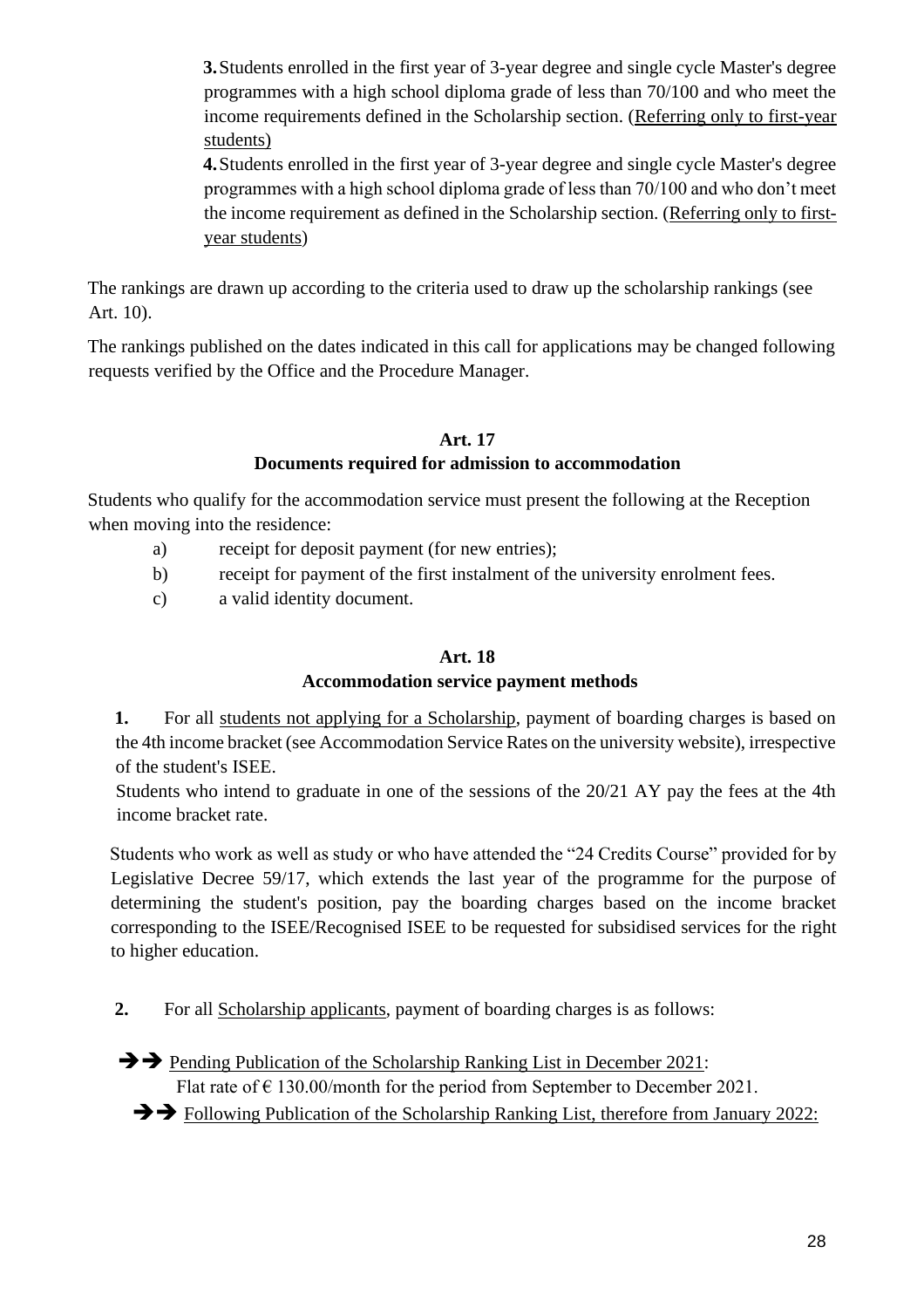3. Students enrolled in the first year of 3-year degree and single cycle Master's degree programmes with a high school diploma grade of less than 70/100 and who meet the income requirements defined in the Scholarship section. (Referring only to first-year students)

4. Students enrolled in the first year of 3-year degree and single cycle Master's degree programmes with a high school diploma grade of less than 70/100 and who don't meet the income requirement as defined in the Scholarship section. (Referring only to first-year students)

The rankings are drawn up according to the criteria used to draw up the scholarship rankings (see Art. 10).

The rankings published on the dates indicated in this call for applications may be changed following requests verified by the Office and the Procedure Manager.

## Art. 17
## Documents required for admission to accommodation

Students who qualify for the accommodation service must present the following at the Reception when moving into the residence:

a) receipt for deposit payment (for new entries);

b) receipt for payment of the first instalment of the university enrolment fees.

c) a valid identity document.

## Art. 18
## Accommodation service payment methods

**1.** For all students not applying for a Scholarship, payment of boarding charges is based on the 4th income bracket (see Accommodation Service Rates on the university website), irrespective of the student's ISEE.

Students who intend to graduate in one of the sessions of the 20/21 AY pay the fees at the 4th income bracket rate.

Students who work as well as study or who have attended the "24 Credits Course" provided for by Legislative Decree 59/17, which extends the last year of the programme for the purpose of determining the student's position, pay the boarding charges based on the income bracket corresponding to the ISEE/Recognised ISEE to be requested for subsidised services for the right to higher education.

**2.** For all Scholarship applicants, payment of boarding charges is as follows:

➔➔ Pending Publication of the Scholarship Ranking List in December 2021:
Flat rate of € 130.00/month for the period from September to December 2021.

➔➔ Following Publication of the Scholarship Ranking List, therefore from January 2022: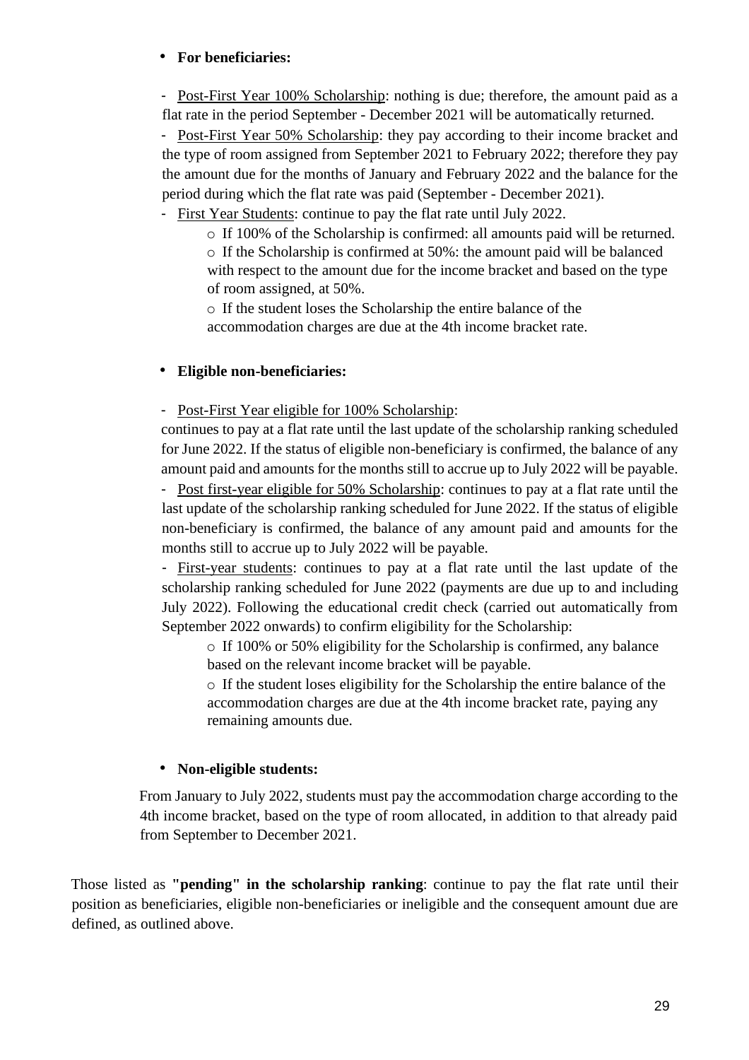- **For beneficiaries:**

  - Post-First Year 100% Scholarship: nothing is due; therefore, the amount paid as a flat rate in the period September - December 2021 will be automatically returned.
  - Post-First Year 50% Scholarship: they pay according to their income bracket and the type of room assigned from September 2021 to February 2022; therefore they pay the amount due for the months of January and February 2022 and the balance for the period during which the flat rate was paid (September - December 2021).
  - First Year Students: continue to pay the flat rate until July 2022.
    - If 100% of the Scholarship is confirmed: all amounts paid will be returned.
    - If the Scholarship is confirmed at 50%: the amount paid will be balanced with respect to the amount due for the income bracket and based on the type of room assigned, at 50%.
    - If the student loses the Scholarship the entire balance of the accommodation charges are due at the 4th income bracket rate.

- **Eligible non-beneficiaries:**

  - Post-First Year eligible for 100% Scholarship: continues to pay at a flat rate until the last update of the scholarship ranking scheduled for June 2022. If the status of eligible non-beneficiary is confirmed, the balance of any amount paid and amounts for the months still to accrue up to July 2022 will be payable.
  - Post first-year eligible for 50% Scholarship: continues to pay at a flat rate until the last update of the scholarship ranking scheduled for June 2022. If the status of eligible non-beneficiary is confirmed, the balance of any amount paid and amounts for the months still to accrue up to July 2022 will be payable.
  - First-year students: continues to pay at a flat rate until the last update of the scholarship ranking scheduled for June 2022 (payments are due up to and including July 2022). Following the educational credit check (carried out automatically from September 2022 onwards) to confirm eligibility for the Scholarship:
    - If 100% or 50% eligibility for the Scholarship is confirmed, any balance based on the relevant income bracket will be payable.
    - If the student loses eligibility for the Scholarship the entire balance of the accommodation charges are due at the 4th income bracket rate, paying any remaining amounts due.

- **Non-eligible students:**

  From January to July 2022, students must pay the accommodation charge according to the 4th income bracket, based on the type of room allocated, in addition to that already paid from September to December 2021.

Those listed as **"pending" in the scholarship ranking**: continue to pay the flat rate until their position as beneficiaries, eligible non-beneficiaries or ineligible and the consequent amount due are defined, as outlined above.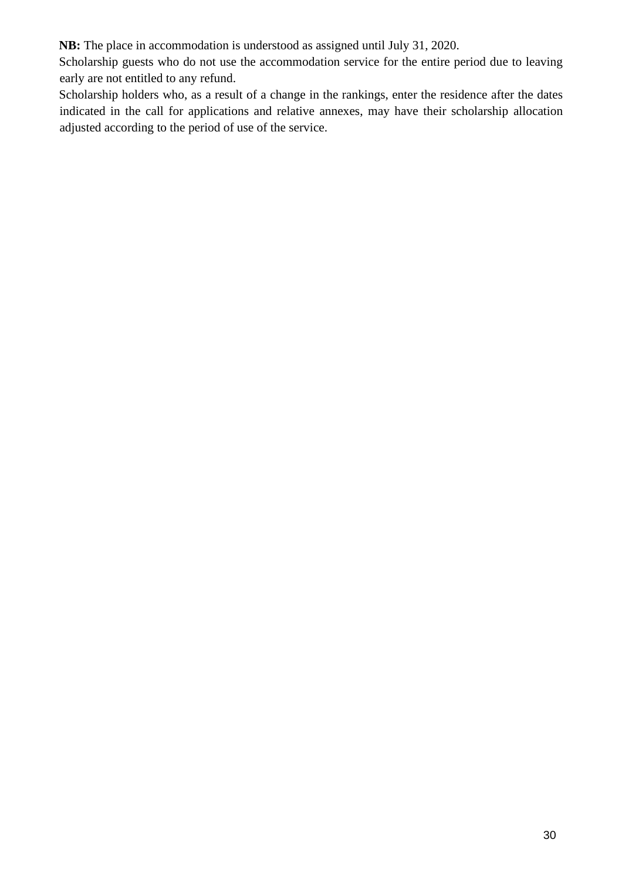**NB:** The place in accommodation is understood as assigned until July 31, 2020.

Scholarship guests who do not use the accommodation service for the entire period due to leaving early are not entitled to any refund.

Scholarship holders who, as a result of a change in the rankings, enter the residence after the dates indicated in the call for applications and relative annexes, may have their scholarship allocation adjusted according to the period of use of the service.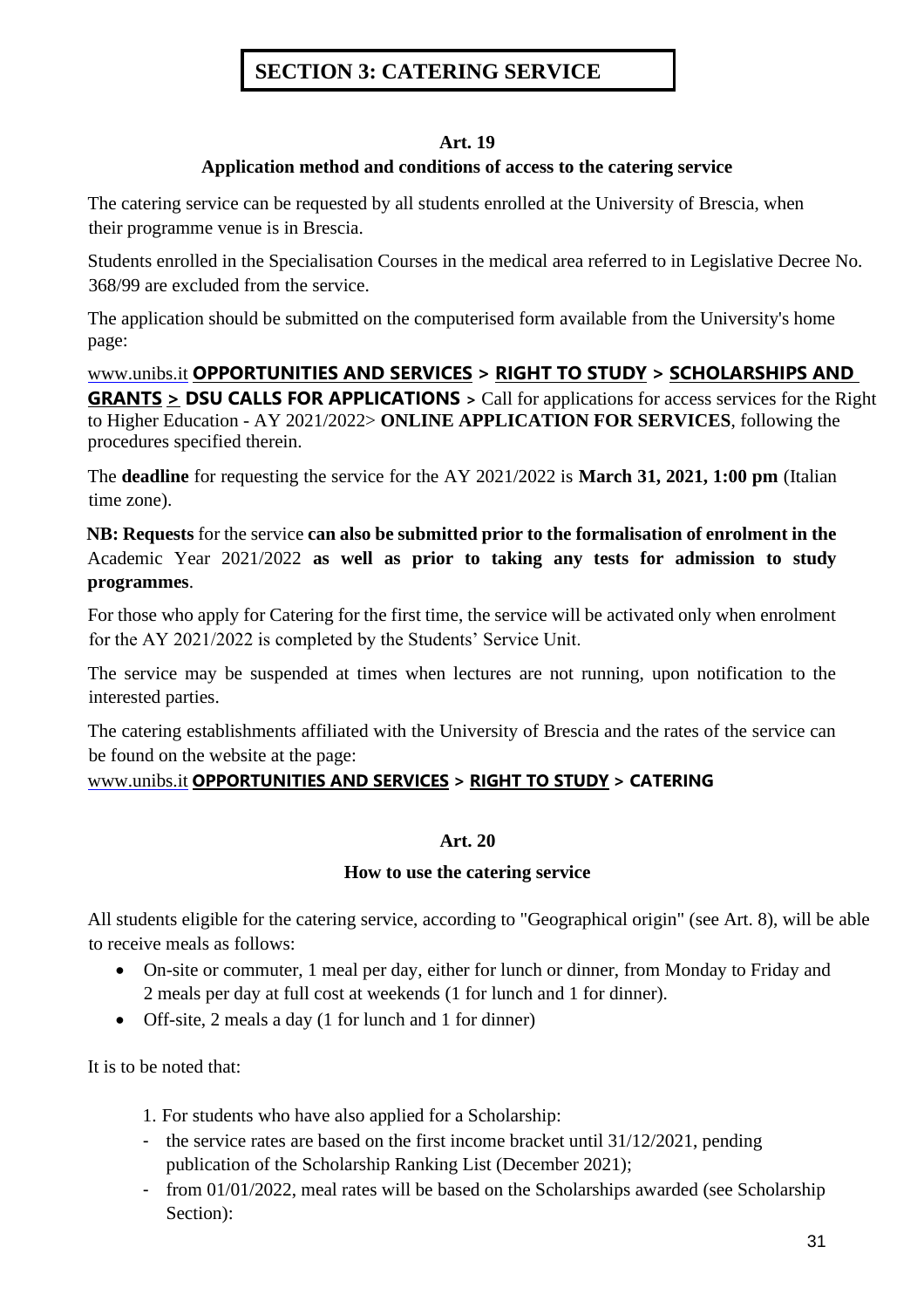# SECTION 3: CATERING SERVICE

### Art. 19

### Application method and conditions of access to the catering service

The catering service can be requested by all students enrolled at the University of Brescia, when their programme venue is in Brescia.

Students enrolled in the Specialisation Courses in the medical area referred to in Legislative Decree No. 368/99 are excluded from the service.

The application should be submitted on the computerised form available from the University's home page:

www.unibs.it **OPPORTUNITIES AND SERVICES > RIGHT TO STUDY > SCHOLARSHIPS AND GRANTS > DSU CALLS FOR APPLICATIONS >** Call for applications for access services for the Right to Higher Education - AY 2021/2022> **ONLINE APPLICATION FOR SERVICES**, following the procedures specified therein.

The **deadline** for requesting the service for the AY 2021/2022 is **March 31, 2021, 1:00 pm** (Italian time zone).

**NB: Requests** for the service **can also be submitted prior to the formalisation of enrolment in the** Academic Year 2021/2022 **as well as prior to taking any tests for admission to study programmes**.

For those who apply for Catering for the first time, the service will be activated only when enrolment for the AY 2021/2022 is completed by the Students' Service Unit.

The service may be suspended at times when lectures are not running, upon notification to the interested parties.

The catering establishments affiliated with the University of Brescia and the rates of the service can be found on the website at the page:

www.unibs.it **OPPORTUNITIES AND SERVICES > RIGHT TO STUDY > CATERING**

### Art. 20

### How to use the catering service

All students eligible for the catering service, according to "Geographical origin" (see Art. 8), will be able to receive meals as follows:

- On-site or commuter, 1 meal per day, either for lunch or dinner, from Monday to Friday and 2 meals per day at full cost at weekends (1 for lunch and 1 for dinner).
- Off-site, 2 meals a day (1 for lunch and 1 for dinner)

It is to be noted that:

1. For students who have also applied for a Scholarship:
   - the service rates are based on the first income bracket until 31/12/2021, pending publication of the Scholarship Ranking List (December 2021);
   - from 01/01/2022, meal rates will be based on the Scholarships awarded (see Scholarship Section):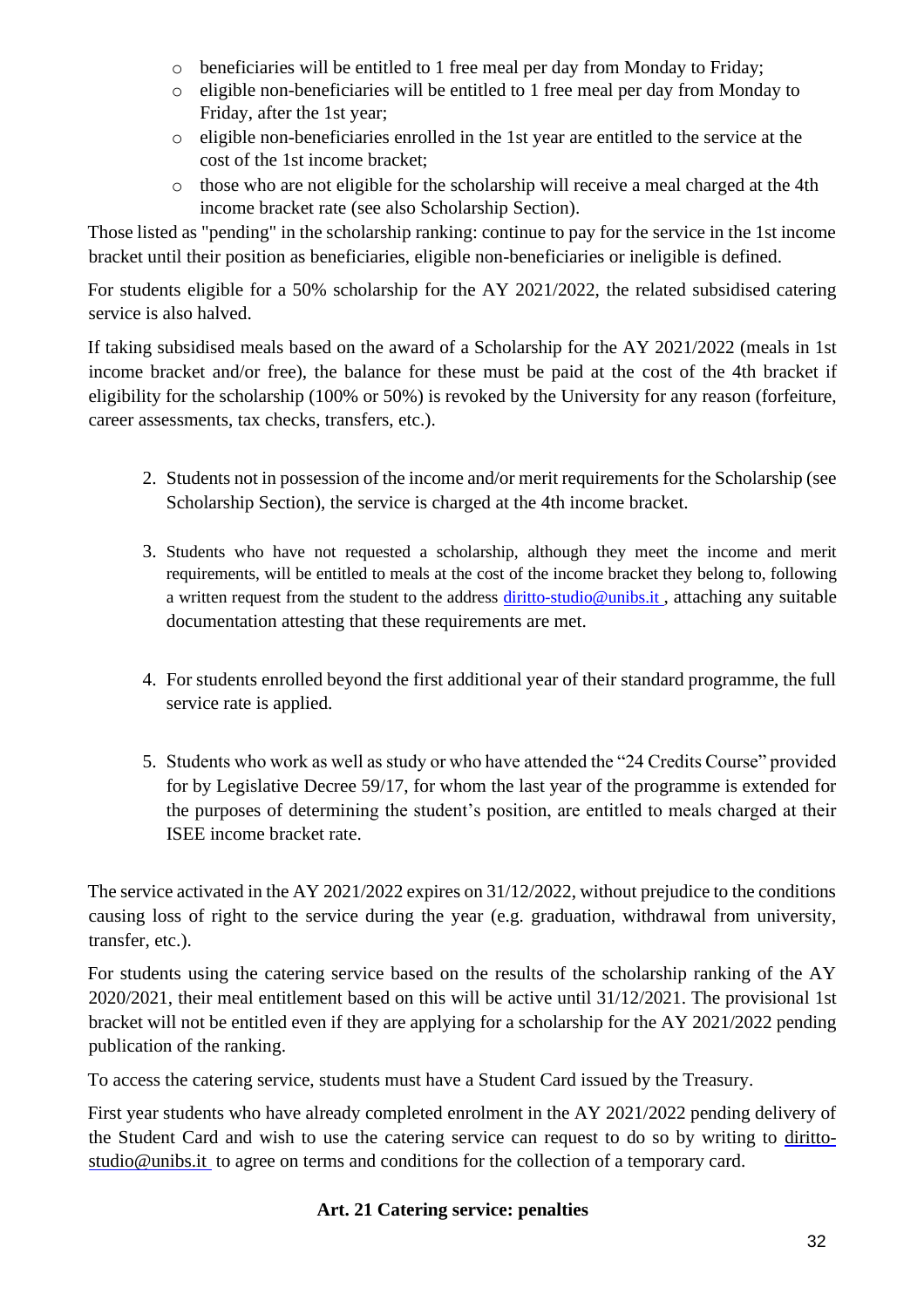- beneficiaries will be entitled to 1 free meal per day from Monday to Friday;
- eligible non-beneficiaries will be entitled to 1 free meal per day from Monday to Friday, after the 1st year;
- eligible non-beneficiaries enrolled in the 1st year are entitled to the service at the cost of the 1st income bracket;
- those who are not eligible for the scholarship will receive a meal charged at the 4th income bracket rate (see also Scholarship Section).

Those listed as "pending" in the scholarship ranking: continue to pay for the service in the 1st income bracket until their position as beneficiaries, eligible non-beneficiaries or ineligible is defined.

For students eligible for a 50% scholarship for the AY 2021/2022, the related subsidised catering service is also halved.

If taking subsidised meals based on the award of a Scholarship for the AY 2021/2022 (meals in 1st income bracket and/or free), the balance for these must be paid at the cost of the 4th bracket if eligibility for the scholarship (100% or 50%) is revoked by the University for any reason (forfeiture, career assessments, tax checks, transfers, etc.).

2. Students not in possession of the income and/or merit requirements for the Scholarship (see Scholarship Section), the service is charged at the 4th income bracket.

3. Students who have not requested a scholarship, although they meet the income and merit requirements, will be entitled to meals at the cost of the income bracket they belong to, following a written request from the student to the address diritto-studio@unibs.it , attaching any suitable documentation attesting that these requirements are met.

4. For students enrolled beyond the first additional year of their standard programme, the full service rate is applied.

5. Students who work as well as study or who have attended the "24 Credits Course" provided for by Legislative Decree 59/17, for whom the last year of the programme is extended for the purposes of determining the student's position, are entitled to meals charged at their ISEE income bracket rate.

The service activated in the AY 2021/2022 expires on 31/12/2022, without prejudice to the conditions causing loss of right to the service during the year (e.g. graduation, withdrawal from university, transfer, etc.).

For students using the catering service based on the results of the scholarship ranking of the AY 2020/2021, their meal entitlement based on this will be active until 31/12/2021. The provisional 1st bracket will not be entitled even if they are applying for a scholarship for the AY 2021/2022 pending publication of the ranking.

To access the catering service, students must have a Student Card issued by the Treasury.

First year students who have already completed enrolment in the AY 2021/2022 pending delivery of the Student Card and wish to use the catering service can request to do so by writing to diritto-studio@unibs.it to agree on terms and conditions for the collection of a temporary card.

## Art. 21 Catering service: penalties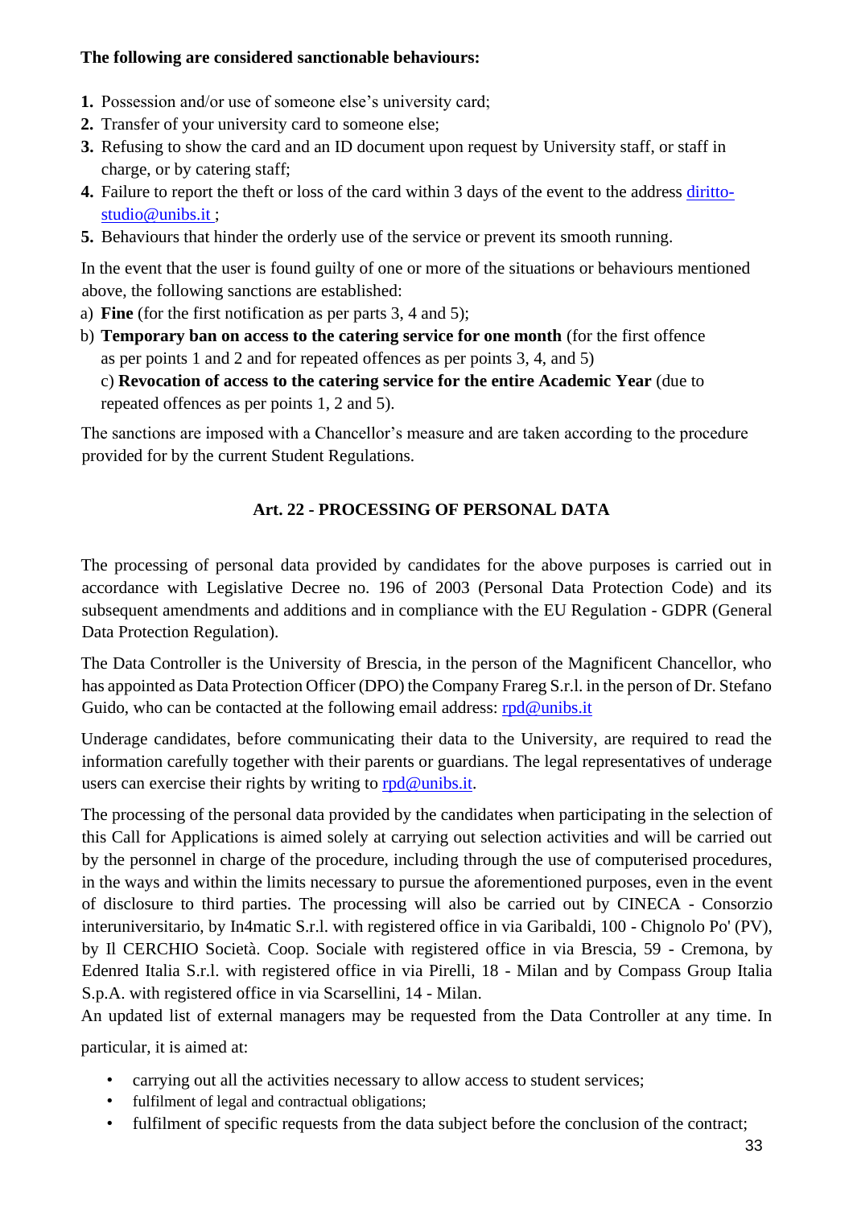**The following are considered sanctionable behaviours:**

1. Possession and/or use of someone else's university card;
2. Transfer of your university card to someone else;
3. Refusing to show the card and an ID document upon request by University staff, or staff in charge, or by catering staff;
4. Failure to report the theft or loss of the card within 3 days of the event to the address diritto-studio@unibs.it ;
5. Behaviours that hinder the orderly use of the service or prevent its smooth running.

In the event that the user is found guilty of one or more of the situations or behaviours mentioned above, the following sanctions are established:

a) **Fine** (for the first notification as per parts 3, 4 and 5);

b) **Temporary ban on access to the catering service for one month** (for the first offence as per points 1 and 2 and for repeated offences as per points 3, 4, and 5)

c) **Revocation of access to the catering service for the entire Academic Year** (due to repeated offences as per points 1, 2 and 5).

The sanctions are imposed with a Chancellor's measure and are taken according to the procedure provided for by the current Student Regulations.

## Art. 22 - PROCESSING OF PERSONAL DATA

The processing of personal data provided by candidates for the above purposes is carried out in accordance with Legislative Decree no. 196 of 2003 (Personal Data Protection Code) and its subsequent amendments and additions and in compliance with the EU Regulation - GDPR (General Data Protection Regulation).

The Data Controller is the University of Brescia, in the person of the Magnificent Chancellor, who has appointed as Data Protection Officer (DPO) the Company Frareg S.r.l. in the person of Dr. Stefano Guido, who can be contacted at the following email address: rpd@unibs.it

Underage candidates, before communicating their data to the University, are required to read the information carefully together with their parents or guardians. The legal representatives of underage users can exercise their rights by writing to rpd@unibs.it.

The processing of the personal data provided by the candidates when participating in the selection of this Call for Applications is aimed solely at carrying out selection activities and will be carried out by the personnel in charge of the procedure, including through the use of computerised procedures, in the ways and within the limits necessary to pursue the aforementioned purposes, even in the event of disclosure to third parties. The processing will also be carried out by CINECA - Consorzio interuniversitario, by In4matic S.r.l. with registered office in via Garibaldi, 100 - Chignolo Po' (PV), by Il CERCHIO Società. Coop. Sociale with registered office in via Brescia, 59 - Cremona, by Edenred Italia S.r.l. with registered office in via Pirelli, 18 - Milan and by Compass Group Italia S.p.A. with registered office in via Scarsellini, 14 - Milan.

An updated list of external managers may be requested from the Data Controller at any time. In particular, it is aimed at:

- carrying out all the activities necessary to allow access to student services;
- fulfilment of legal and contractual obligations;
- fulfilment of specific requests from the data subject before the conclusion of the contract;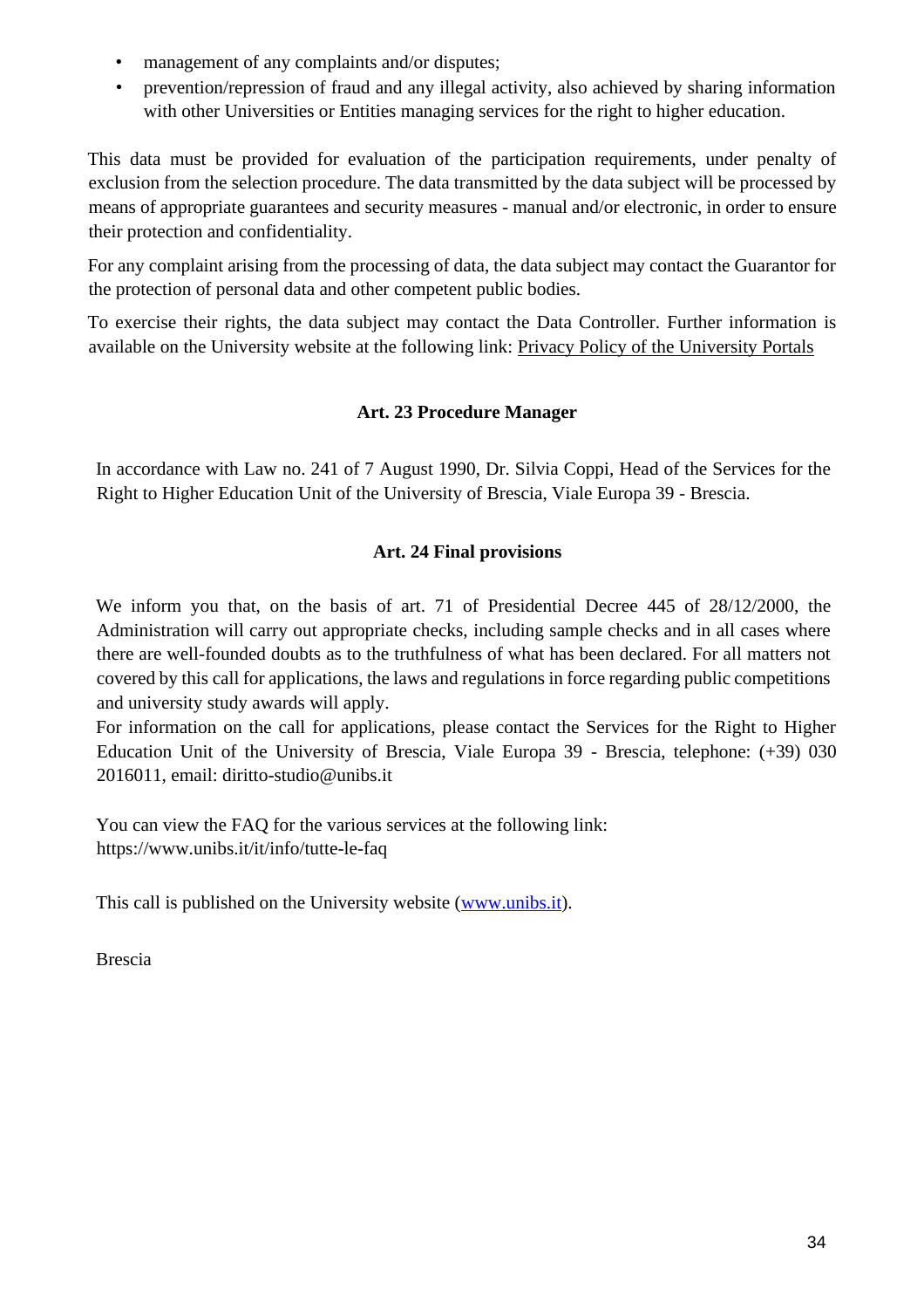- management of any complaints and/or disputes;
- prevention/repression of fraud and any illegal activity, also achieved by sharing information with other Universities or Entities managing services for the right to higher education.

This data must be provided for evaluation of the participation requirements, under penalty of exclusion from the selection procedure. The data transmitted by the data subject will be processed by means of appropriate guarantees and security measures - manual and/or electronic, in order to ensure their protection and confidentiality.

For any complaint arising from the processing of data, the data subject may contact the Guarantor for the protection of personal data and other competent public bodies.

To exercise their rights, the data subject may contact the Data Controller. Further information is available on the University website at the following link: Privacy Policy of the University Portals

## Art. 23 Procedure Manager

In accordance with Law no. 241 of 7 August 1990, Dr. Silvia Coppi, Head of the Services for the Right to Higher Education Unit of the University of Brescia, Viale Europa 39 - Brescia.

## Art. 24 Final provisions

We inform you that, on the basis of art. 71 of Presidential Decree 445 of 28/12/2000, the Administration will carry out appropriate checks, including sample checks and in all cases where there are well-founded doubts as to the truthfulness of what has been declared. For all matters not covered by this call for applications, the laws and regulations in force regarding public competitions and university study awards will apply.

For information on the call for applications, please contact the Services for the Right to Higher Education Unit of the University of Brescia, Viale Europa 39 - Brescia, telephone: (+39) 030 2016011, email: diritto-studio@unibs.it

You can view the FAQ for the various services at the following link:
https://www.unibs.it/it/info/tutte-le-faq

This call is published on the University website (www.unibs.it).

Brescia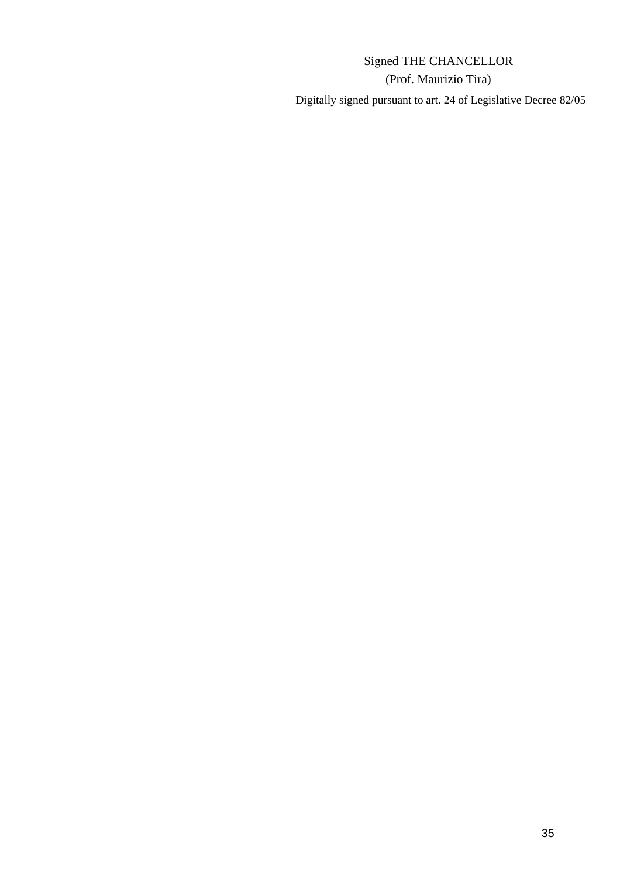Signed THE CHANCELLOR

(Prof. Maurizio Tira)

Digitally signed pursuant to art. 24 of Legislative Decree 82/05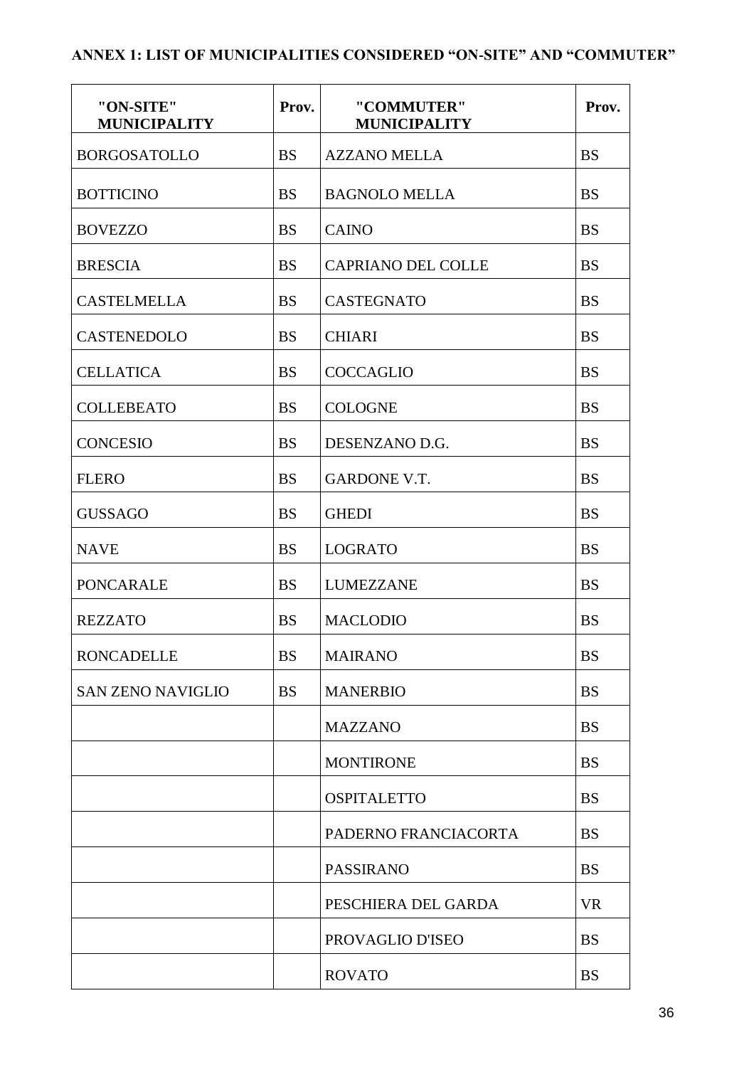**ANNEX 1: LIST OF MUNICIPALITIES CONSIDERED "ON-SITE" AND "COMMUTER"**

| "ON-SITE" MUNICIPALITY | Prov. | "COMMUTER" MUNICIPALITY | Prov. |
|---|---|---|---|
| BORGOSATOLLO | BS | AZZANO MELLA | BS |
| BOTTICINO | BS | BAGNOLO MELLA | BS |
| BOVEZZO | BS | CAINO | BS |
| BRESCIA | BS | CAPRIANO DEL COLLE | BS |
| CASTELMELLA | BS | CASTEGNATO | BS |
| CASTENEDOLO | BS | CHIARI | BS |
| CELLATICA | BS | COCCAGLIO | BS |
| COLLEBEATO | BS | COLOGNE | BS |
| CONCESIO | BS | DESENZANO D.G. | BS |
| FLERO | BS | GARDONE V.T. | BS |
| GUSSAGO | BS | GHEDI | BS |
| NAVE | BS | LOGRATO | BS |
| PONCARALE | BS | LUMEZZANE | BS |
| REZZATO | BS | MACLODIO | BS |
| RONCADELLE | BS | MAIRANO | BS |
| SAN ZENO NAVIGLIO | BS | MANERBIO | BS |
| | | MAZZANO | BS |
| | | MONTIRONE | BS |
| | | OSPITALETTO | BS |
| | | PADERNO FRANCIACORTA | BS |
| | | PASSIRANO | BS |
| | | PESCHIERA DEL GARDA | VR |
| | | PROVAGLIO D'ISEO | BS |
| | | ROVATO | BS |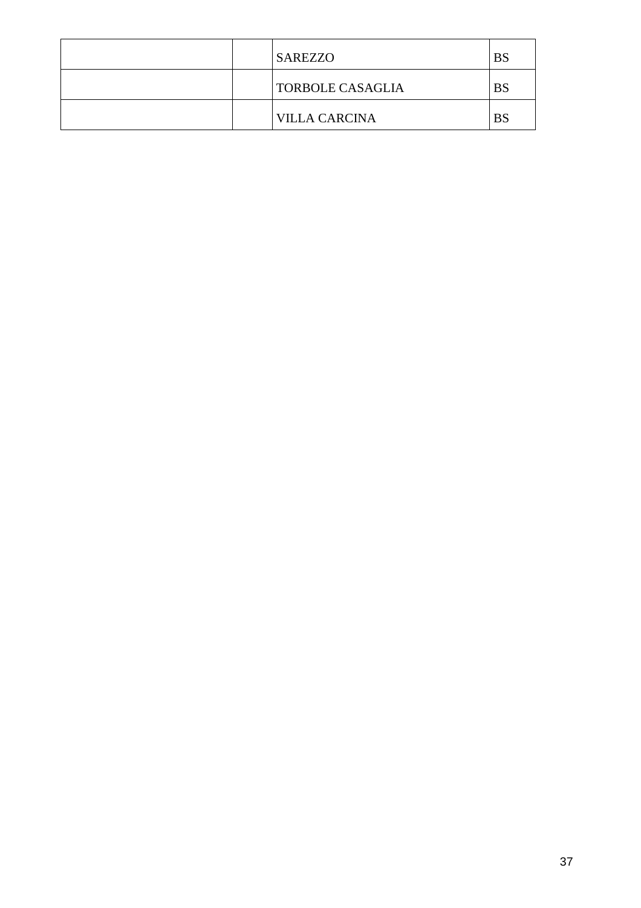| | | | |
|---|---|---|---|
| | | SAREZZO | BS |
| | | TORBOLE CASAGLIA | BS |
| | | VILLA CARCINA | BS |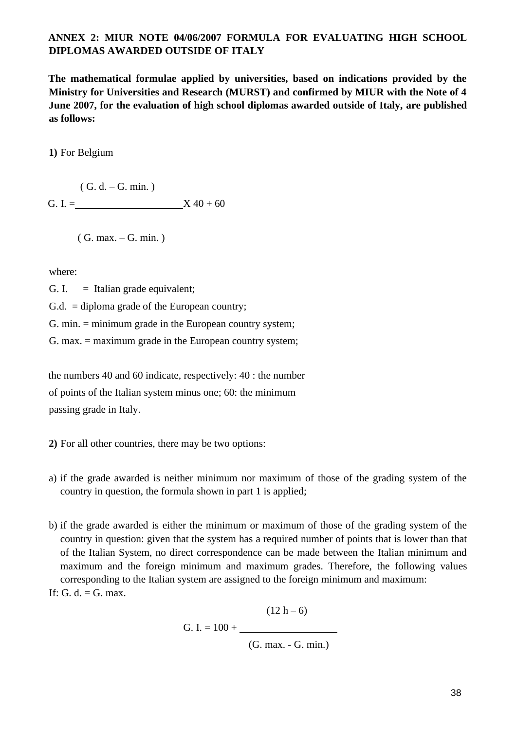**ANNEX 2: MIUR NOTE 04/06/2007 FORMULA FOR EVALUATING HIGH SCHOOL DIPLOMAS AWARDED OUTSIDE OF ITALY**

**The mathematical formulae applied by universities, based on indications provided by the Ministry for Universities and Research (MURST) and confirmed by MIUR with the Note of 4 June 2007, for the evaluation of high school diplomas awarded outside of Italy, are published as follows:**

**1)** For Belgium

$$\text{G. I.} = \frac{(\text{G. d.} - \text{G. min.})}{(\text{G. max.} - \text{G. min.})} \times 40 + 60$$

where:

G. I. = Italian grade equivalent;

G.d. = diploma grade of the European country;

G. min. = minimum grade in the European country system;

G. max. = maximum grade in the European country system;

the numbers 40 and 60 indicate, respectively: 40 : the number of points of the Italian system minus one; 60: the minimum passing grade in Italy.

**2)** For all other countries, there may be two options:

a) if the grade awarded is neither minimum nor maximum of those of the grading system of the country in question, the formula shown in part 1 is applied;

b) if the grade awarded is either the minimum or maximum of those of the grading system of the country in question: given that the system has a required number of points that is lower than that of the Italian System, no direct correspondence can be made between the Italian minimum and maximum and the foreign minimum and maximum grades. Therefore, the following values corresponding to the Italian system are assigned to the foreign minimum and maximum:

If: G. d. = G. max.

$$\text{G. I.} = 100 + \frac{(12\text{ h} - 6)}{(\text{G. max.} - \text{G. min.})}$$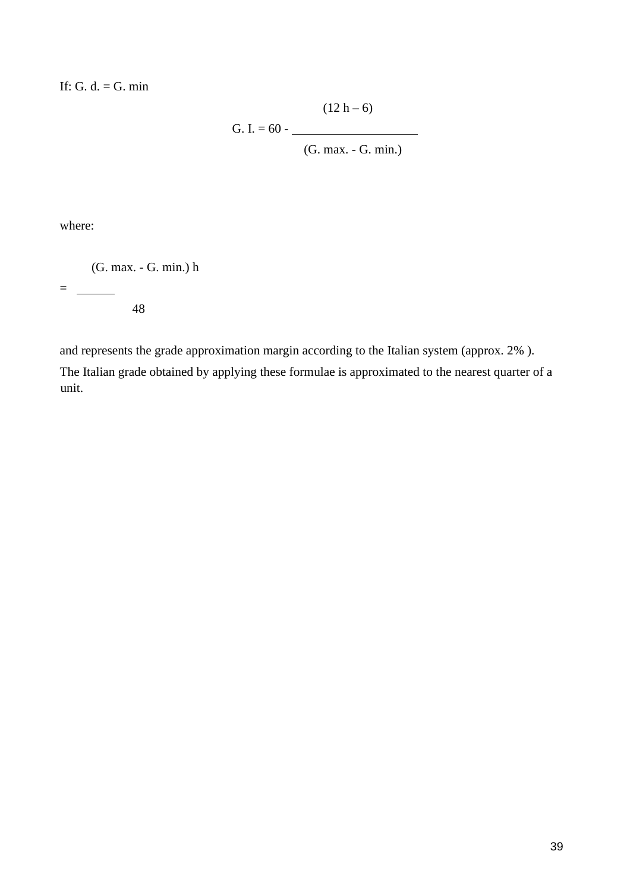If: G. d. = G. min

$$G. I. = 60 - \frac{(12\,h - 6)}{(G. max. - G. min.)}$$

where:

$$= \frac{(G. max. - G. min.)\,h}{48}$$

and represents the grade approximation margin according to the Italian system (approx. 2% ).

The Italian grade obtained by applying these formulae is approximated to the nearest quarter of a unit.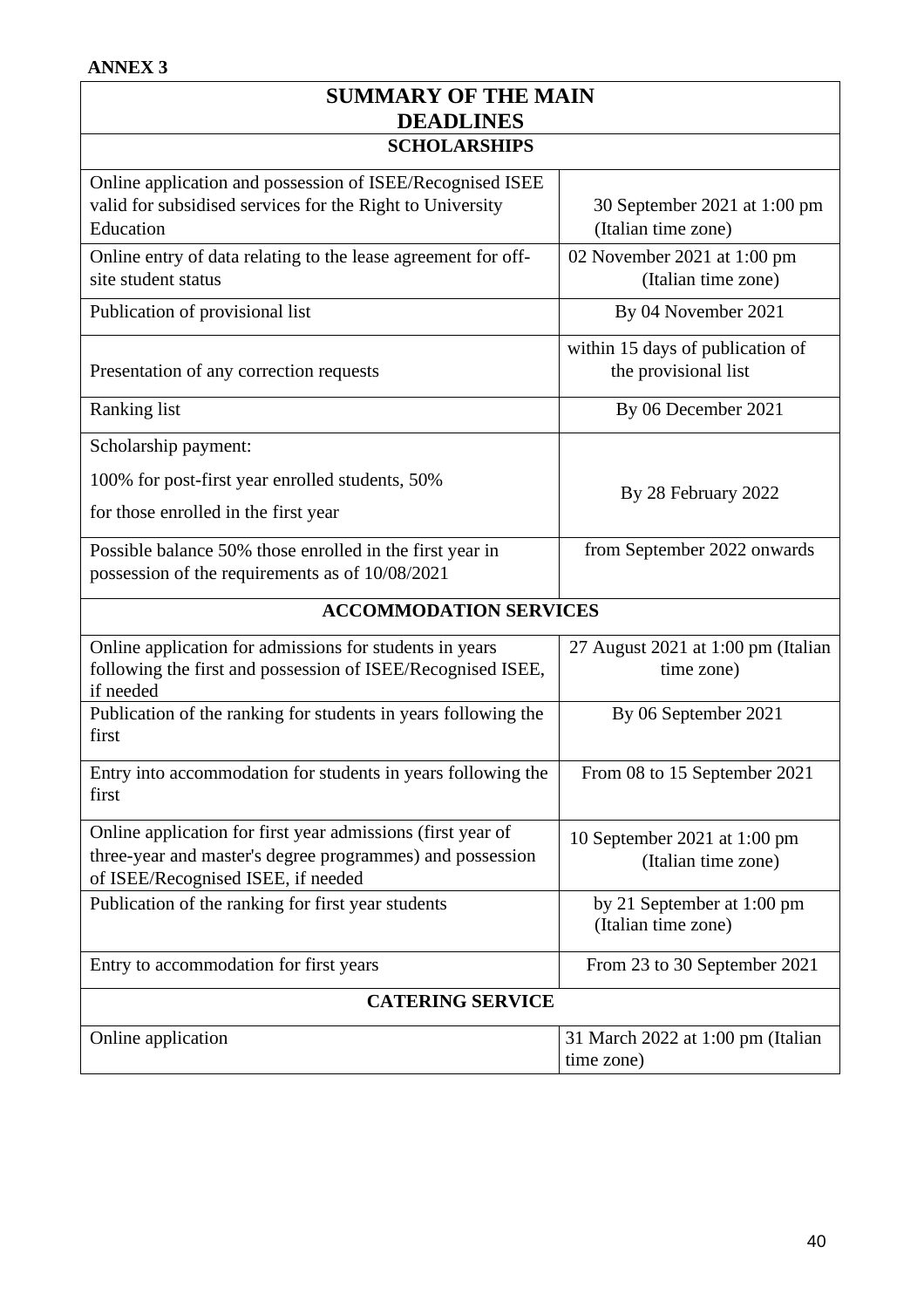**ANNEX 3**

| SUMMARY OF THE MAIN DEADLINES | |
|---|---|
| **SCHOLARSHIPS** | |
| Online application and possession of ISEE/Recognised ISEE valid for subsidised services for the Right to University Education | 30 September 2021 at 1:00 pm (Italian time zone) |
| Online entry of data relating to the lease agreement for off-site student status | 02 November 2021 at 1:00 pm (Italian time zone) |
| Publication of provisional list | By 04 November 2021 |
| Presentation of any correction requests | within 15 days of publication of the provisional list |
| Ranking list | By 06 December 2021 |
| Scholarship payment: 100% for post-first year enrolled students, 50% for those enrolled in the first year | By 28 February 2022 |
| Possible balance 50% those enrolled in the first year in possession of the requirements as of 10/08/2021 | from September 2022 onwards |
| **ACCOMMODATION SERVICES** | |
| Online application for admissions for students in years following the first and possession of ISEE/Recognised ISEE, if needed | 27 August 2021 at 1:00 pm (Italian time zone) |
| Publication of the ranking for students in years following the first | By 06 September 2021 |
| Entry into accommodation for students in years following the first | From 08 to 15 September 2021 |
| Online application for first year admissions (first year of three-year and master's degree programmes) and possession of ISEE/Recognised ISEE, if needed | 10 September 2021 at 1:00 pm (Italian time zone) |
| Publication of the ranking for first year students | by 21 September at 1:00 pm (Italian time zone) |
| Entry to accommodation for first years | From 23 to 30 September 2021 |
| **CATERING SERVICE** | |
| Online application | 31 March 2022 at 1:00 pm (Italian time zone) |